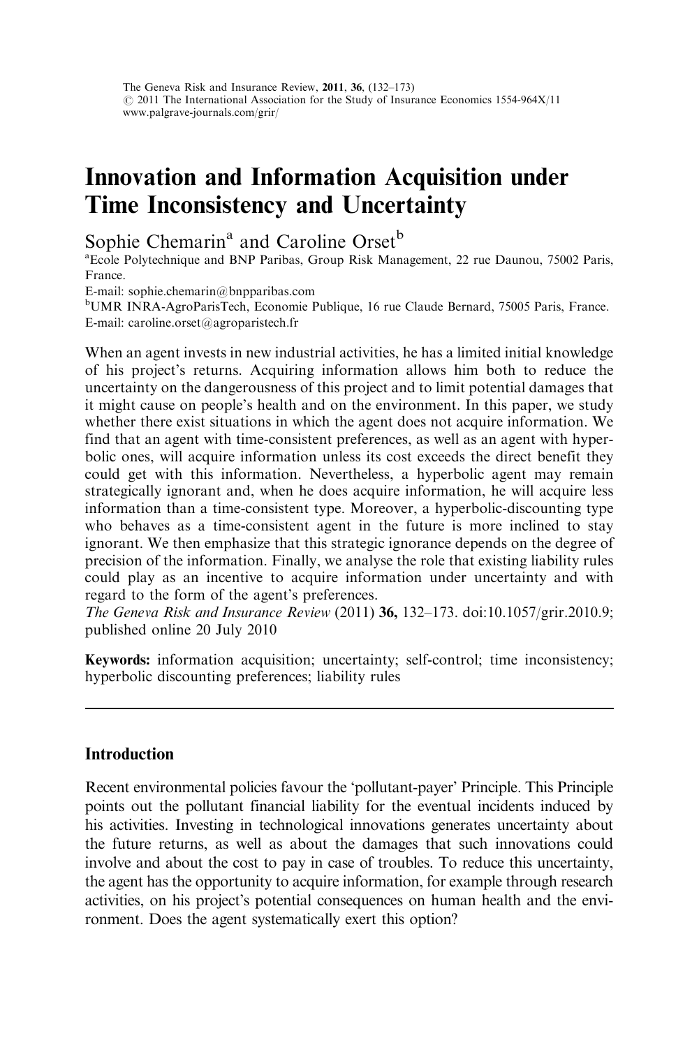# Innovation and Information Acquisition under Time Inconsistency and Uncertainty

Sophie Chemarin[a] and Caroline Orset[b]

[a]Ecole Polytechnique and BNP Paribas, Group Risk Management, 22 rue Daunou, 75002 Paris, France.
E-mail: sophie.chemarin@bnpparibas.com

[b]UMR INRA-AgroParisTech, Economie Publique, 16 rue Claude Bernard, 75005 Paris, France.
E-mail: caroline.orset@agroparistech.fr

When an agent invests in new industrial activities, he has a limited initial knowledge of his project's returns. Acquiring information allows him both to reduce the uncertainty on the dangerousness of this project and to limit potential damages that it might cause on people's health and on the environment. In this paper, we study whether there exist situations in which the agent does not acquire information. We find that an agent with time-consistent preferences, as well as an agent with hyperbolic ones, will acquire information unless its cost exceeds the direct benefit they could get with this information. Nevertheless, a hyperbolic agent may remain strategically ignorant and, when he does acquire information, he will acquire less information than a time-consistent type. Moreover, a hyperbolic-discounting type who behaves as a time-consistent agent in the future is more inclined to stay ignorant. We then emphasize that this strategic ignorance depends on the degree of precision of the information. Finally, we analyse the role that existing liability rules could play as an incentive to acquire information under uncertainty and with regard to the form of the agent's preferences.

*The Geneva Risk and Insurance Review* (2011) **36,** 132–173. doi:10.1057/grir.2010.9; published online 20 July 2010

**Keywords:** information acquisition; uncertainty; self-control; time inconsistency; hyperbolic discounting preferences; liability rules

## Introduction

Recent environmental policies favour the 'pollutant-payer' Principle. This Principle points out the pollutant financial liability for the eventual incidents induced by his activities. Investing in technological innovations generates uncertainty about the future returns, as well as about the damages that such innovations could involve and about the cost to pay in case of troubles. To reduce this uncertainty, the agent has the opportunity to acquire information, for example through research activities, on his project's potential consequences on human health and the environment. Does the agent systematically exert this option?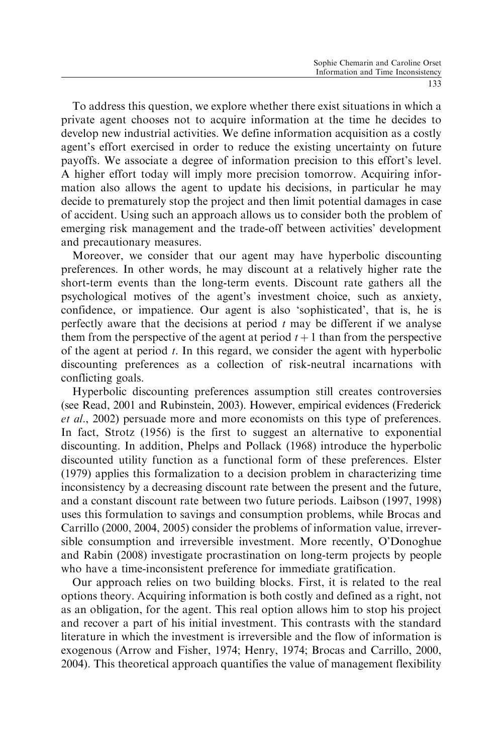To address this question, we explore whether there exist situations in which a private agent chooses not to acquire information at the time he decides to develop new industrial activities. We define information acquisition as a costly agent's effort exercised in order to reduce the existing uncertainty on future payoffs. We associate a degree of information precision to this effort's level. A higher effort today will imply more precision tomorrow. Acquiring information also allows the agent to update his decisions, in particular he may decide to prematurely stop the project and then limit potential damages in case of accident. Using such an approach allows us to consider both the problem of emerging risk management and the trade-off between activities' development and precautionary measures.

Moreover, we consider that our agent may have hyperbolic discounting preferences. In other words, he may discount at a relatively higher rate the short-term events than the long-term events. Discount rate gathers all the psychological motives of the agent's investment choice, such as anxiety, confidence, or impatience. Our agent is also 'sophisticated', that is, he is perfectly aware that the decisions at period $t$ may be different if we analyse them from the perspective of the agent at period $t+1$ than from the perspective of the agent at period $t$. In this regard, we consider the agent with hyperbolic discounting preferences as a collection of risk-neutral incarnations with conflicting goals.

Hyperbolic discounting preferences assumption still creates controversies (see Read, 2001 and Rubinstein, 2003). However, empirical evidences (Frederick *et al.*, 2002) persuade more and more economists on this type of preferences. In fact, Strotz (1956) is the first to suggest an alternative to exponential discounting. In addition, Phelps and Pollack (1968) introduce the hyperbolic discounted utility function as a functional form of these preferences. Elster (1979) applies this formalization to a decision problem in characterizing time inconsistency by a decreasing discount rate between the present and the future, and a constant discount rate between two future periods. Laibson (1997, 1998) uses this formulation to savings and consumption problems, while Brocas and Carrillo (2000, 2004, 2005) consider the problems of information value, irreversible consumption and irreversible investment. More recently, O'Donoghue and Rabin (2008) investigate procrastination on long-term projects by people who have a time-inconsistent preference for immediate gratification.

Our approach relies on two building blocks. First, it is related to the real options theory. Acquiring information is both costly and defined as a right, not as an obligation, for the agent. This real option allows him to stop his project and recover a part of his initial investment. This contrasts with the standard literature in which the investment is irreversible and the flow of information is exogenous (Arrow and Fisher, 1974; Henry, 1974; Brocas and Carrillo, 2000, 2004). This theoretical approach quantifies the value of management flexibility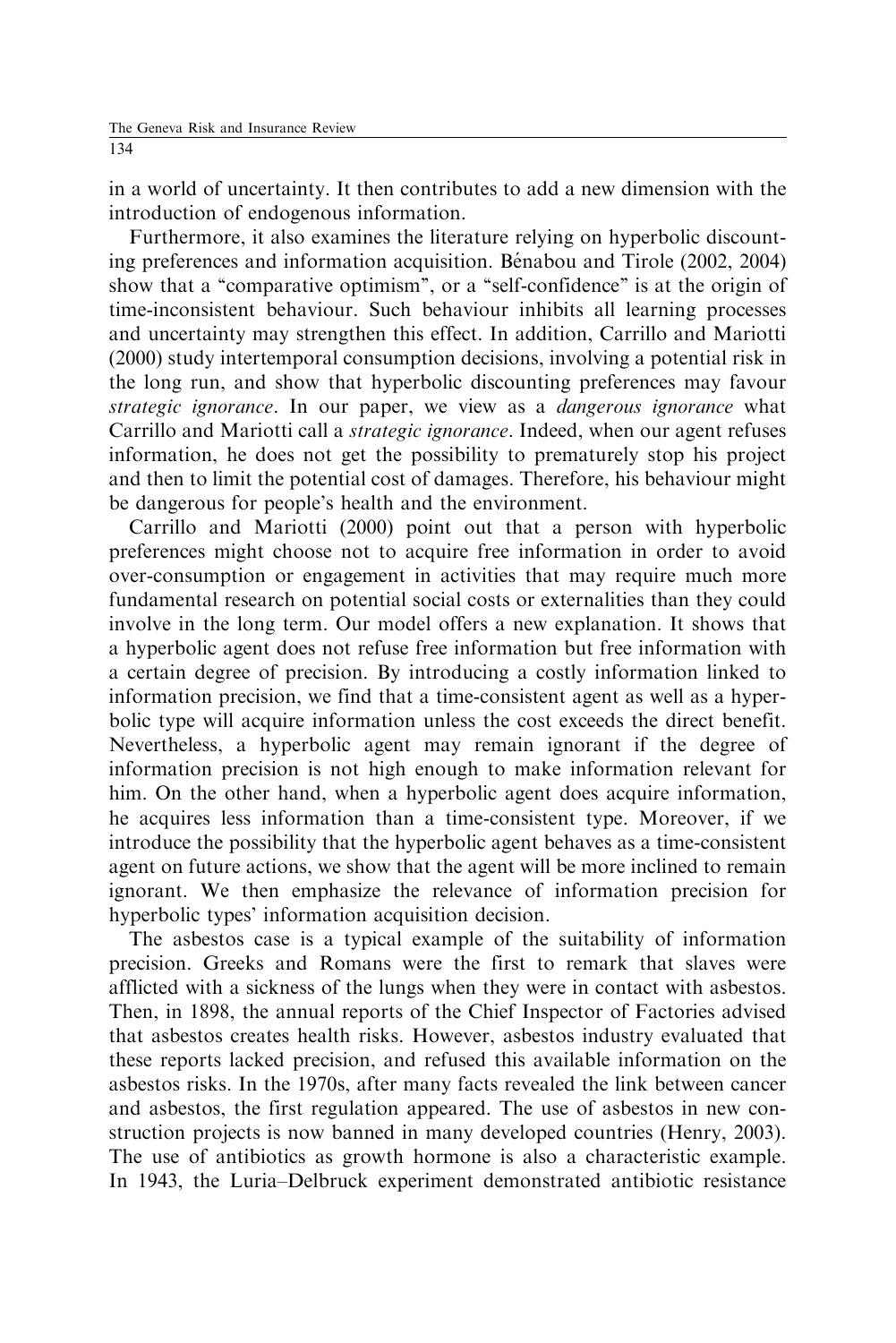in a world of uncertainty. It then contributes to add a new dimension with the introduction of endogenous information.

Furthermore, it also examines the literature relying on hyperbolic discounting preferences and information acquisition. Bénabou and Tirole (2002, 2004) show that a "comparative optimism", or a "self-confidence" is at the origin of time-inconsistent behaviour. Such behaviour inhibits all learning processes and uncertainty may strengthen this effect. In addition, Carrillo and Mariotti (2000) study intertemporal consumption decisions, involving a potential risk in the long run, and show that hyperbolic discounting preferences may favour *strategic ignorance*. In our paper, we view as a *dangerous ignorance* what Carrillo and Mariotti call a *strategic ignorance*. Indeed, when our agent refuses information, he does not get the possibility to prematurely stop his project and then to limit the potential cost of damages. Therefore, his behaviour might be dangerous for people's health and the environment.

Carrillo and Mariotti (2000) point out that a person with hyperbolic preferences might choose not to acquire free information in order to avoid over-consumption or engagement in activities that may require much more fundamental research on potential social costs or externalities than they could involve in the long term. Our model offers a new explanation. It shows that a hyperbolic agent does not refuse free information but free information with a certain degree of precision. By introducing a costly information linked to information precision, we find that a time-consistent agent as well as a hyperbolic type will acquire information unless the cost exceeds the direct benefit. Nevertheless, a hyperbolic agent may remain ignorant if the degree of information precision is not high enough to make information relevant for him. On the other hand, when a hyperbolic agent does acquire information, he acquires less information than a time-consistent type. Moreover, if we introduce the possibility that the hyperbolic agent behaves as a time-consistent agent on future actions, we show that the agent will be more inclined to remain ignorant. We then emphasize the relevance of information precision for hyperbolic types' information acquisition decision.

The asbestos case is a typical example of the suitability of information precision. Greeks and Romans were the first to remark that slaves were afflicted with a sickness of the lungs when they were in contact with asbestos. Then, in 1898, the annual reports of the Chief Inspector of Factories advised that asbestos creates health risks. However, asbestos industry evaluated that these reports lacked precision, and refused this available information on the asbestos risks. In the 1970s, after many facts revealed the link between cancer and asbestos, the first regulation appeared. The use of asbestos in new construction projects is now banned in many developed countries (Henry, 2003). The use of antibiotics as growth hormone is also a characteristic example. In 1943, the Luria–Delbruck experiment demonstrated antibiotic resistance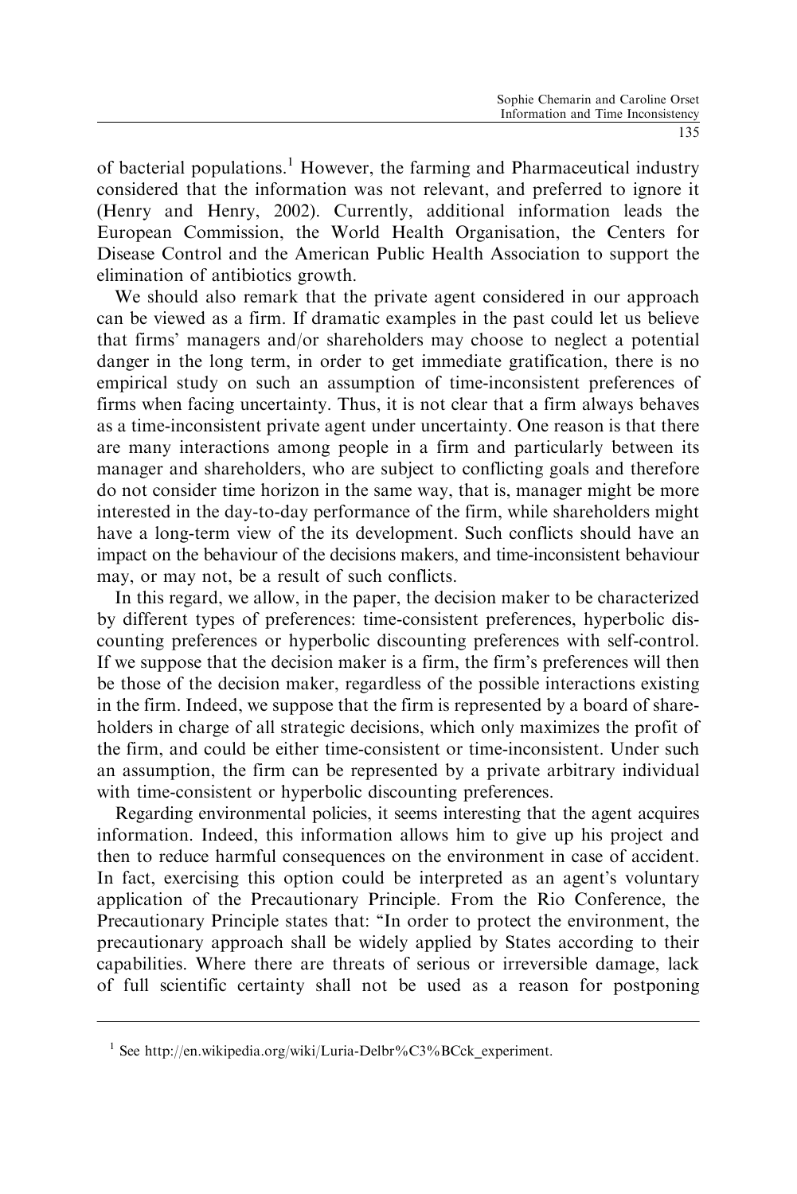of bacterial populations.[1] However, the farming and Pharmaceutical industry considered that the information was not relevant, and preferred to ignore it (Henry and Henry, 2002). Currently, additional information leads the European Commission, the World Health Organisation, the Centers for Disease Control and the American Public Health Association to support the elimination of antibiotics growth.

We should also remark that the private agent considered in our approach can be viewed as a firm. If dramatic examples in the past could let us believe that firms' managers and/or shareholders may choose to neglect a potential danger in the long term, in order to get immediate gratification, there is no empirical study on such an assumption of time-inconsistent preferences of firms when facing uncertainty. Thus, it is not clear that a firm always behaves as a time-inconsistent private agent under uncertainty. One reason is that there are many interactions among people in a firm and particularly between its manager and shareholders, who are subject to conflicting goals and therefore do not consider time horizon in the same way, that is, manager might be more interested in the day-to-day performance of the firm, while shareholders might have a long-term view of the its development. Such conflicts should have an impact on the behaviour of the decisions makers, and time-inconsistent behaviour may, or may not, be a result of such conflicts.

In this regard, we allow, in the paper, the decision maker to be characterized by different types of preferences: time-consistent preferences, hyperbolic discounting preferences or hyperbolic discounting preferences with self-control. If we suppose that the decision maker is a firm, the firm's preferences will then be those of the decision maker, regardless of the possible interactions existing in the firm. Indeed, we suppose that the firm is represented by a board of shareholders in charge of all strategic decisions, which only maximizes the profit of the firm, and could be either time-consistent or time-inconsistent. Under such an assumption, the firm can be represented by a private arbitrary individual with time-consistent or hyperbolic discounting preferences.

Regarding environmental policies, it seems interesting that the agent acquires information. Indeed, this information allows him to give up his project and then to reduce harmful consequences on the environment in case of accident. In fact, exercising this option could be interpreted as an agent's voluntary application of the Precautionary Principle. From the Rio Conference, the Precautionary Principle states that: "In order to protect the environment, the precautionary approach shall be widely applied by States according to their capabilities. Where there are threats of serious or irreversible damage, lack of full scientific certainty shall not be used as a reason for postponing

---

[1] See http://en.wikipedia.org/wiki/Luria-Delbr%C3%BCck_experiment.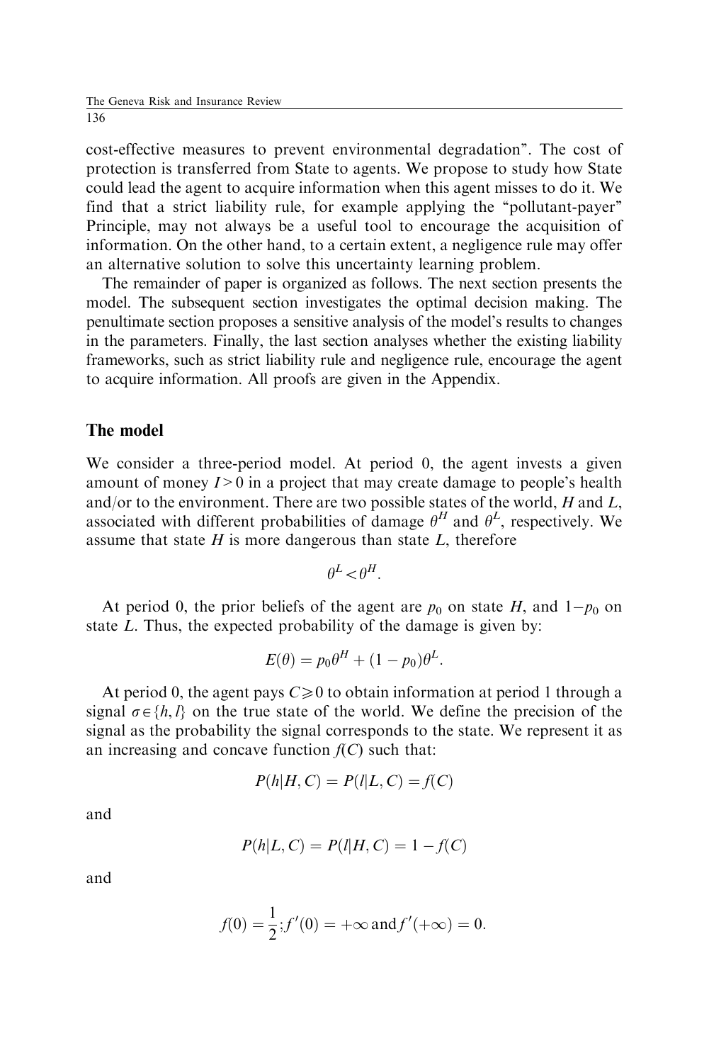cost-effective measures to prevent environmental degradation". The cost of protection is transferred from State to agents. We propose to study how State could lead the agent to acquire information when this agent misses to do it. We find that a strict liability rule, for example applying the "pollutant-payer" Principle, may not always be a useful tool to encourage the acquisition of information. On the other hand, to a certain extent, a negligence rule may offer an alternative solution to solve this uncertainty learning problem.

The remainder of paper is organized as follows. The next section presents the model. The subsequent section investigates the optimal decision making. The penultimate section proposes a sensitive analysis of the model's results to changes in the parameters. Finally, the last section analyses whether the existing liability frameworks, such as strict liability rule and negligence rule, encourage the agent to acquire information. All proofs are given in the Appendix.

## The model

We consider a three-period model. At period 0, the agent invests a given amount of money $I>0$ in a project that may create damage to people's health and/or to the environment. There are two possible states of the world, $H$ and $L$, associated with different probabilities of damage $\theta^H$ and $\theta^L$, respectively. We assume that state $H$ is more dangerous than state $L$, therefore

$$\theta^L < \theta^H.$$

At period 0, the prior beliefs of the agent are $p_0$ on state $H$, and $1-p_0$ on state $L$. Thus, the expected probability of the damage is given by:

$$E(\theta) = p_0\theta^H + (1-p_0)\theta^L.$$

At period 0, the agent pays $C \geqslant 0$ to obtain information at period 1 through a signal $\sigma \in \{h, l\}$ on the true state of the world. We define the precision of the signal as the probability the signal corresponds to the state. We represent it as an increasing and concave function $f(C)$ such that:

$$P(h|H, C) = P(l|L, C) = f(C)$$

and

$$P(h|L, C) = P(l|H, C) = 1 - f(C)$$

and

$$f(0) = \frac{1}{2}; f'(0) = +\infty \text{ and } f'(+\infty) = 0.$$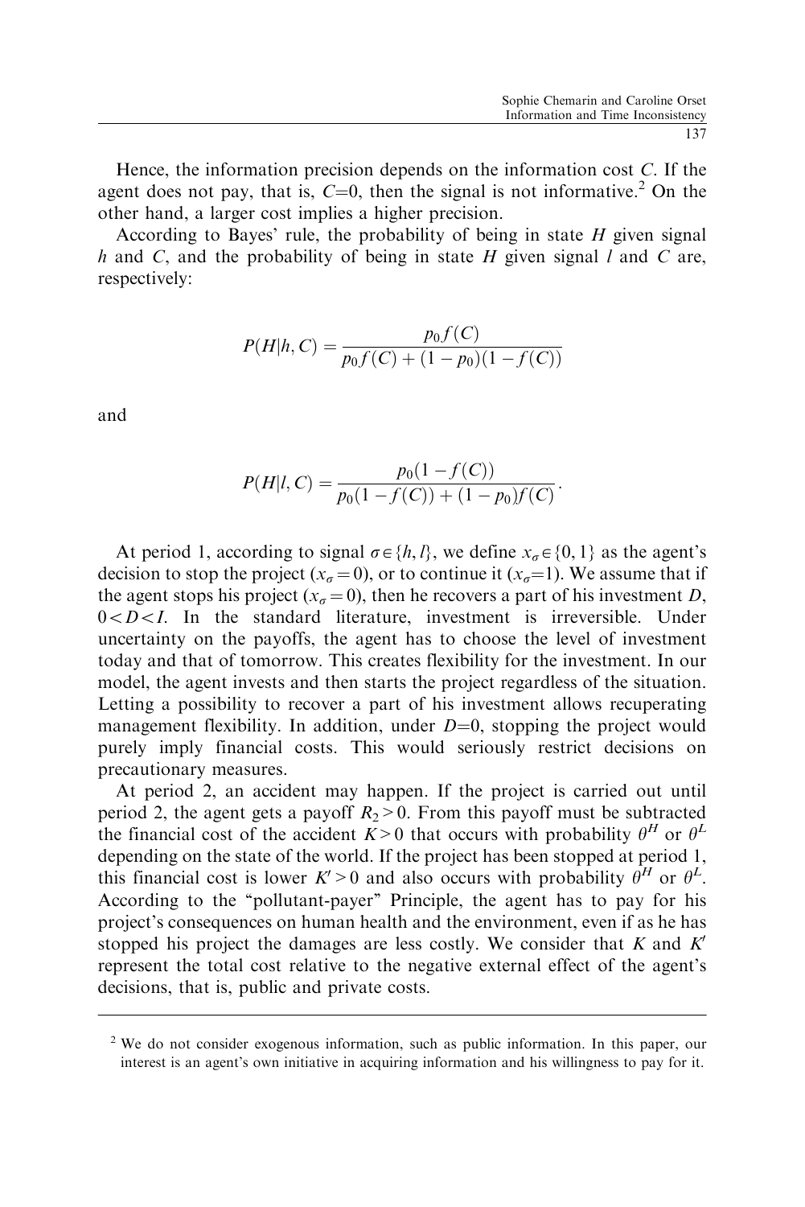Hence, the information precision depends on the information cost $C$. If the agent does not pay, that is, $C=0$, then the signal is not informative.[2] On the other hand, a larger cost implies a higher precision.

According to Bayes' rule, the probability of being in state $H$ given signal $h$ and $C$, and the probability of being in state $H$ given signal $l$ and $C$ are, respectively:

$$P(H|h, C) = \frac{p_0 f(C)}{p_0 f(C) + (1 - p_0)(1 - f(C))}$$

and

$$P(H|l, C) = \frac{p_0(1 - f(C))}{p_0(1 - f(C)) + (1 - p_0) f(C)}.$$

At period 1, according to signal $\sigma \in \{h, l\}$, we define $x_\sigma \in \{0, 1\}$ as the agent's decision to stop the project ($x_\sigma = 0$), or to continue it ($x_\sigma = 1$). We assume that if the agent stops his project ($x_\sigma = 0$), then he recovers a part of his investment $D$, $0 < D < I$. In the standard literature, investment is irreversible. Under uncertainty on the payoffs, the agent has to choose the level of investment today and that of tomorrow. This creates flexibility for the investment. In our model, the agent invests and then starts the project regardless of the situation. Letting a possibility to recover a part of his investment allows recuperating management flexibility. In addition, under $D=0$, stopping the project would purely imply financial costs. This would seriously restrict decisions on precautionary measures.

At period 2, an accident may happen. If the project is carried out until period 2, the agent gets a payoff $R_2 > 0$. From this payoff must be subtracted the financial cost of the accident $K > 0$ that occurs with probability $\theta^H$ or $\theta^L$ depending on the state of the world. If the project has been stopped at period 1, this financial cost is lower $K' > 0$ and also occurs with probability $\theta^H$ or $\theta^L$. According to the "pollutant-payer" Principle, the agent has to pay for his project's consequences on human health and the environment, even if as he has stopped his project the damages are less costly. We consider that $K$ and $K'$ represent the total cost relative to the negative external effect of the agent's decisions, that is, public and private costs.

---

[2] We do not consider exogenous information, such as public information. In this paper, our interest is an agent's own initiative in acquiring information and his willingness to pay for it.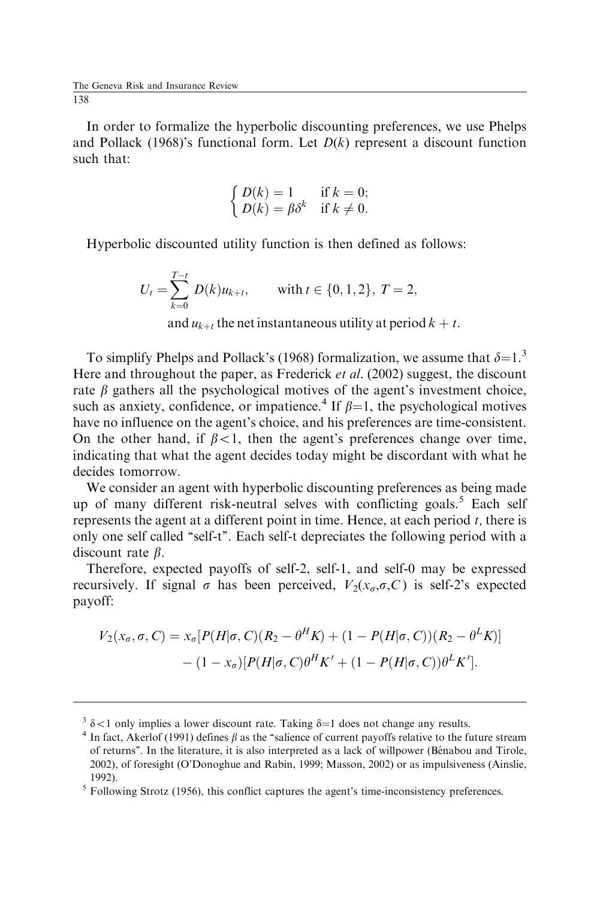In order to formalize the hyperbolic discounting preferences, we use Phelps and Pollack (1968)'s functional form. Let $D(k)$ represent a discount function such that:

$$\begin{cases} D(k) = 1 & \text{if } k = 0; \\ D(k) = \beta\delta^k & \text{if } k \neq 0. \end{cases}$$

Hyperbolic discounted utility function is then defined as follows:

$$U_t = \sum_{k=0}^{T-t} D(k) u_{k+t}, \qquad \text{with } t \in \{0, 1, 2\},\ T = 2,$$

and $u_{k+t}$ the net instantaneous utility at period $k + t$.

To simplify Phelps and Pollack's (1968) formalization, we assume that $\delta$=1.[3] Here and throughout the paper, as Frederick *et al.* (2002) suggest, the discount rate $\beta$ gathers all the psychological motives of the agent's investment choice, such as anxiety, confidence, or impatience.[4] If $\beta$=1, the psychological motives have no influence on the agent's choice, and his preferences are time-consistent. On the other hand, if $\beta$<1, then the agent's preferences change over time, indicating that what the agent decides today might be discordant with what he decides tomorrow.

We consider an agent with hyperbolic discounting preferences as being made up of many different risk-neutral selves with conflicting goals.[5] Each self represents the agent at a different point in time. Hence, at each period $t$, there is only one self called "self-t". Each self-t depreciates the following period with a discount rate $\beta$.

Therefore, expected payoffs of self-2, self-1, and self-0 may be expressed recursively. If signal $\sigma$ has been perceived, $V_2(x_\sigma,\sigma,C)$ is self-2's expected payoff:

$$\begin{aligned} V_2(x_\sigma, \sigma, C) = x_\sigma[&P(H|\sigma, C)(R_2 - \theta^H K) + (1 - P(H|\sigma, C))(R_2 - \theta^L K)] \\ &- (1 - x_\sigma)[P(H|\sigma, C)\theta^H K' + (1 - P(H|\sigma, C))\theta^L K']. \end{aligned}$$

---

[3] $\delta$<1 only implies a lower discount rate. Taking $\delta$=1 does not change any results.

[4] In fact, Akerlof (1991) defines $\beta$ as the "salience of current payoffs relative to the future stream of returns". In the literature, it is also interpreted as a lack of willpower (Bénabou and Tirole, 2002), of foresight (O'Donoghue and Rabin, 1999; Masson, 2002) or as impulsiveness (Ainslie, 1992).

[5] Following Strotz (1956), this conflict captures the agent's time-inconsistency preferences.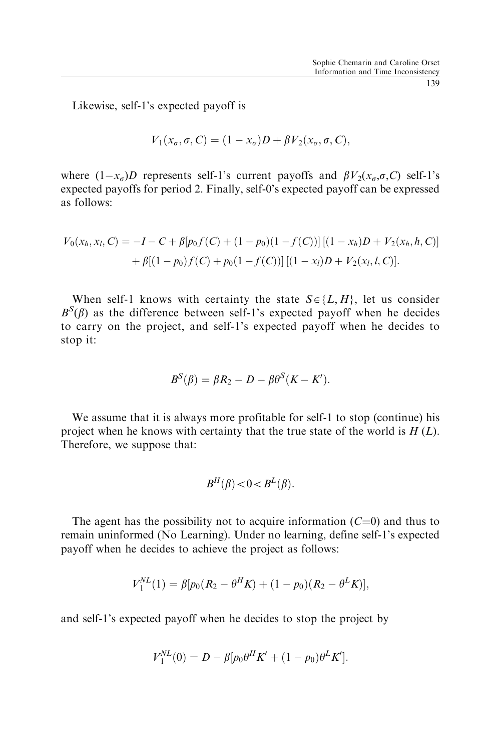Likewise, self-1's expected payoff is

$$V_1(x_\sigma, \sigma, C) = (1 - x_\sigma)D + \beta V_2(x_\sigma, \sigma, C),$$

where $(1-x_\sigma)D$ represents self-1's current payoffs and $\beta V_2(x_\sigma,\sigma,C)$ self-1's expected payoffs for period 2. Finally, self-0's expected payoff can be expressed as follows:

$$V_0(x_h, x_l, C) = -I - C + \beta[p_0 f(C) + (1 - p_0)(1 - f(C))]\,[(1 - x_h)D + V_2(x_h, h, C)] + \beta[(1 - p_0)f(C) + p_0(1 - f(C))]\,[(1 - x_l)D + V_2(x_l, l, C)].$$

When self-1 knows with certainty the state $S \in \{L, H\}$, let us consider $B^S(\beta)$ as the difference between self-1's expected payoff when he decides to carry on the project, and self-1's expected payoff when he decides to stop it:

$$B^S(\beta) = \beta R_2 - D - \beta\theta^S(K - K').$$

We assume that it is always more profitable for self-1 to stop (continue) his project when he knows with certainty that the true state of the world is $H$ ($L$). Therefore, we suppose that:

$$B^H(\beta) < 0 < B^L(\beta).$$

The agent has the possibility not to acquire information ($C=0$) and thus to remain uninformed (No Learning). Under no learning, define self-1's expected payoff when he decides to achieve the project as follows:

$$V_1^{NL}(1) = \beta[p_0(R_2 - \theta^H K) + (1 - p_0)(R_2 - \theta^L K)],$$

and self-1's expected payoff when he decides to stop the project by

$$V_1^{NL}(0) = D - \beta[p_0\theta^H K' + (1 - p_0)\theta^L K'].$$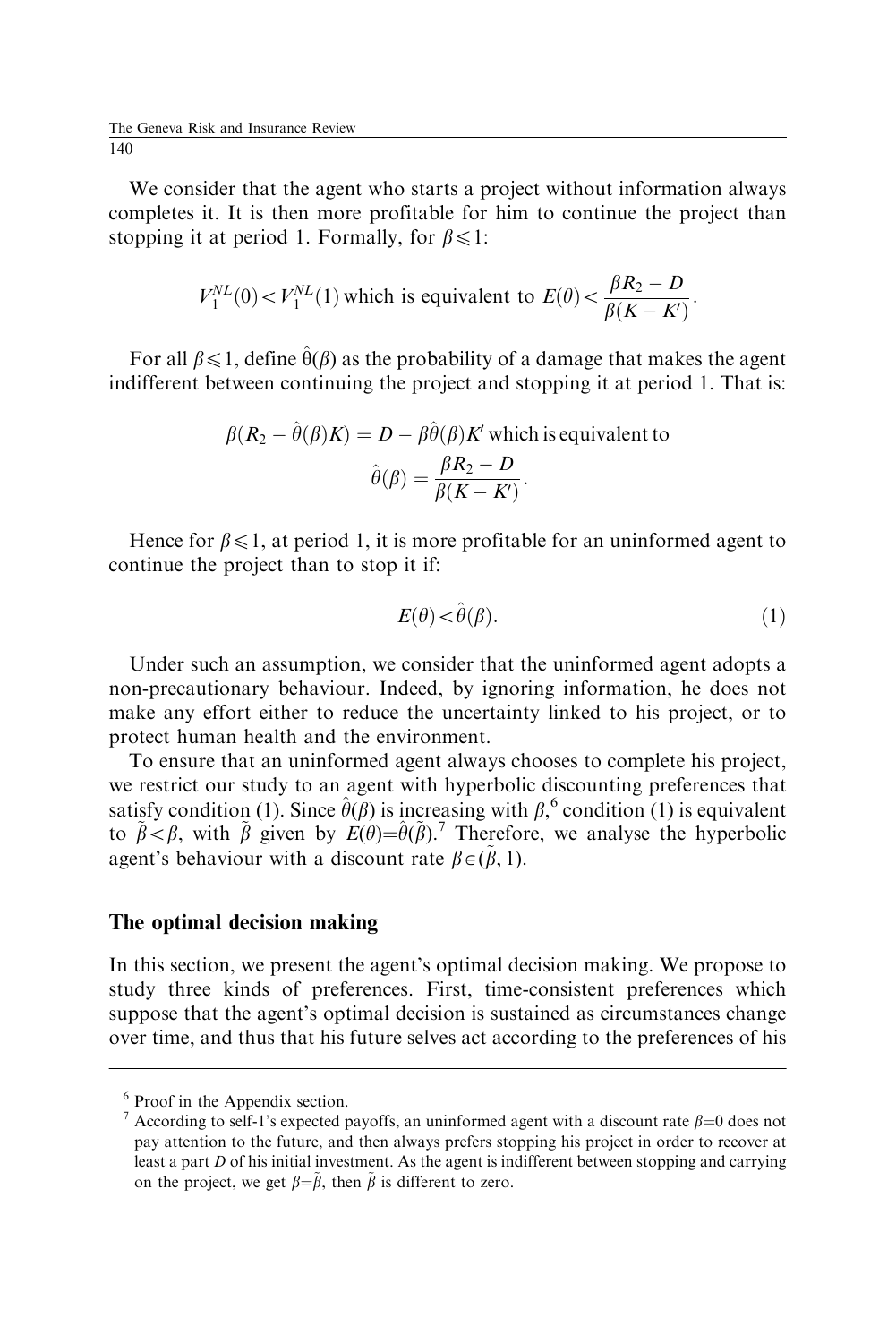We consider that the agent who starts a project without information always completes it. It is then more profitable for him to continue the project than stopping it at period 1. Formally, for $\beta \leqslant 1$:

$$V_1^{NL}(0) < V_1^{NL}(1) \text{ which is equivalent to } E(\theta) < \frac{\beta R_2 - D}{\beta(K - K')}.$$

For all $\beta \leqslant 1$, define $\hat{\theta}(\beta)$ as the probability of a damage that makes the agent indifferent between continuing the project and stopping it at period 1. That is:

$$\beta(R_2 - \hat{\theta}(\beta)K) = D - \beta\hat{\theta}(\beta)K' \text{ which is equivalent to}$$
$$\hat{\theta}(\beta) = \frac{\beta R_2 - D}{\beta(K - K')}.$$

Hence for $\beta \leqslant 1$, at period 1, it is more profitable for an uninformed agent to continue the project than to stop it if:

$$E(\theta) < \hat{\theta}(\beta). \tag{1}$$

Under such an assumption, we consider that the uninformed agent adopts a non-precautionary behaviour. Indeed, by ignoring information, he does not make any effort either to reduce the uncertainty linked to his project, or to protect human health and the environment.

To ensure that an uninformed agent always chooses to complete his project, we restrict our study to an agent with hyperbolic discounting preferences that satisfy condition (1). Since $\hat{\theta}(\beta)$ is increasing with $\beta$,[6] condition (1) is equivalent to $\tilde{\beta} < \beta$, with $\tilde{\beta}$ given by $E(\theta) = \hat{\theta}(\tilde{\beta})$.[7] Therefore, we analyse the hyperbolic agent's behaviour with a discount rate $\beta \in (\tilde{\beta}, 1)$.

## The optimal decision making

In this section, we present the agent's optimal decision making. We propose to study three kinds of preferences. First, time-consistent preferences which suppose that the agent's optimal decision is sustained as circumstances change over time, and thus that his future selves act according to the preferences of his

---

[6] Proof in the Appendix section.

[7] According to self-1's expected payoffs, an uninformed agent with a discount rate $\beta = 0$ does not pay attention to the future, and then always prefers stopping his project in order to recover at least a part $D$ of his initial investment. As the agent is indifferent between stopping and carrying on the project, we get $\beta = \tilde{\beta}$, then $\tilde{\beta}$ is different to zero.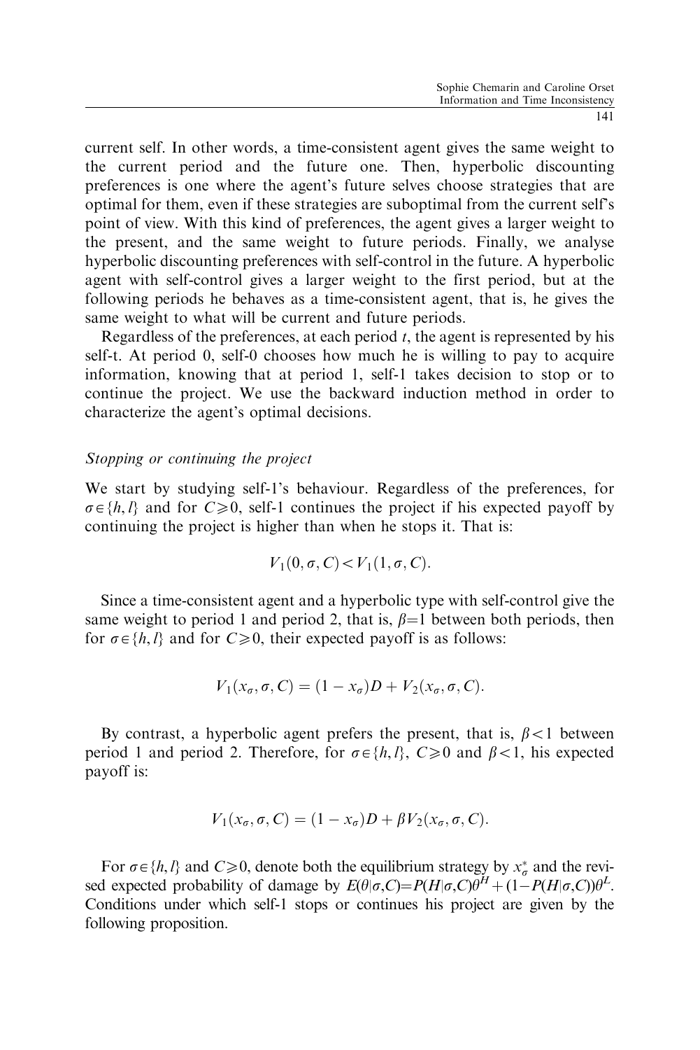current self. In other words, a time-consistent agent gives the same weight to the current period and the future one. Then, hyperbolic discounting preferences is one where the agent's future selves choose strategies that are optimal for them, even if these strategies are suboptimal from the current self's point of view. With this kind of preferences, the agent gives a larger weight to the present, and the same weight to future periods. Finally, we analyse hyperbolic discounting preferences with self-control in the future. A hyperbolic agent with self-control gives a larger weight to the first period, but at the following periods he behaves as a time-consistent agent, that is, he gives the same weight to what will be current and future periods.

Regardless of the preferences, at each period $t$, the agent is represented by his self-t. At period 0, self-0 chooses how much he is willing to pay to acquire information, knowing that at period 1, self-1 takes decision to stop or to continue the project. We use the backward induction method in order to characterize the agent's optimal decisions.

*Stopping or continuing the project*

We start by studying self-1's behaviour. Regardless of the preferences, for $\sigma \in \{h, l\}$ and for $C \geqslant 0$, self-1 continues the project if his expected payoff by continuing the project is higher than when he stops it. That is:

$$V_1(0, \sigma, C) < V_1(1, \sigma, C).$$

Since a time-consistent agent and a hyperbolic type with self-control give the same weight to period 1 and period 2, that is, $\beta=1$ between both periods, then for $\sigma \in \{h, l\}$ and for $C \geqslant 0$, their expected payoff is as follows:

$$V_1(x_\sigma, \sigma, C) = (1 - x_\sigma)D + V_2(x_\sigma, \sigma, C).$$

By contrast, a hyperbolic agent prefers the present, that is, $\beta < 1$ between period 1 and period 2. Therefore, for $\sigma \in \{h, l\}$, $C \geqslant 0$ and $\beta < 1$, his expected payoff is:

$$V_1(x_\sigma, \sigma, C) = (1 - x_\sigma)D + \beta V_2(x_\sigma, \sigma, C).$$

For $\sigma \in \{h, l\}$ and $C \geqslant 0$, denote both the equilibrium strategy by $x_\sigma^*$ and the revised expected probability of damage by $E(\theta|\sigma,C)=P(H|\sigma,C)\theta^H + (1-P(H|\sigma,C))\theta^L$. Conditions under which self-1 stops or continues his project are given by the following proposition.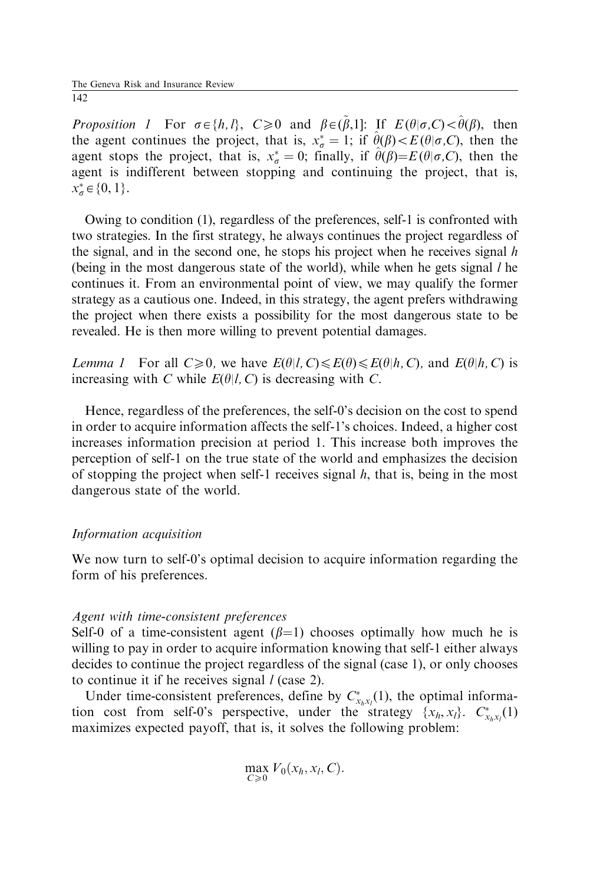*Proposition 1* For $\sigma \in \{h, l\}$, $C \geqslant 0$ and $\beta \in (\tilde{\beta}, 1]$: If $E(\theta|\sigma, C) < \hat{\theta}(\beta)$, then the agent continues the project, that is, $x^*_\sigma = 1$; if $\hat{\theta}(\beta) < E(\theta|\sigma, C)$, then the agent stops the project, that is, $x^*_\sigma = 0$; finally, if $\hat{\theta}(\beta) = E(\theta|\sigma, C)$, then the agent is indifferent between stopping and continuing the project, that is, $x^*_\sigma \in \{0, 1\}$.

Owing to condition (1), regardless of the preferences, self-1 is confronted with two strategies. In the first strategy, he always continues the project regardless of the signal, and in the second one, he stops his project when he receives signal $h$ (being in the most dangerous state of the world), while when he gets signal $l$ he continues it. From an environmental point of view, we may qualify the former strategy as a cautious one. Indeed, in this strategy, the agent prefers withdrawing the project when there exists a possibility for the most dangerous state to be revealed. He is then more willing to prevent potential damages.

*Lemma 1* For all $C \geqslant 0$, we have $E(\theta|l, C) \leqslant E(\theta) \leqslant E(\theta|h, C)$, and $E(\theta|h, C)$ is increasing with $C$ while $E(\theta|l, C)$ is decreasing with $C$.

Hence, regardless of the preferences, the self-0's decision on the cost to spend in order to acquire information affects the self-1's choices. Indeed, a higher cost increases information precision at period 1. This increase both improves the perception of self-1 on the true state of the world and emphasizes the decision of stopping the project when self-1 receives signal $h$, that is, being in the most dangerous state of the world.

### *Information acquisition*

We now turn to self-0's optimal decision to acquire information regarding the form of his preferences.

#### *Agent with time-consistent preferences*

Self-0 of a time-consistent agent ($\beta$=1) chooses optimally how much he is willing to pay in order to acquire information knowing that self-1 either always decides to continue the project regardless of the signal (case 1), or only chooses to continue it if he receives signal $l$ (case 2).

Under time-consistent preferences, define by $C^*_{x_h x_l}(1)$, the optimal information cost from self-0's perspective, under the strategy $\{x_h, x_l\}$. $C^*_{x_h x_l}(1)$ maximizes expected payoff, that is, it solves the following problem:

$$\max_{C \geqslant 0} V_0(x_h, x_l, C).$$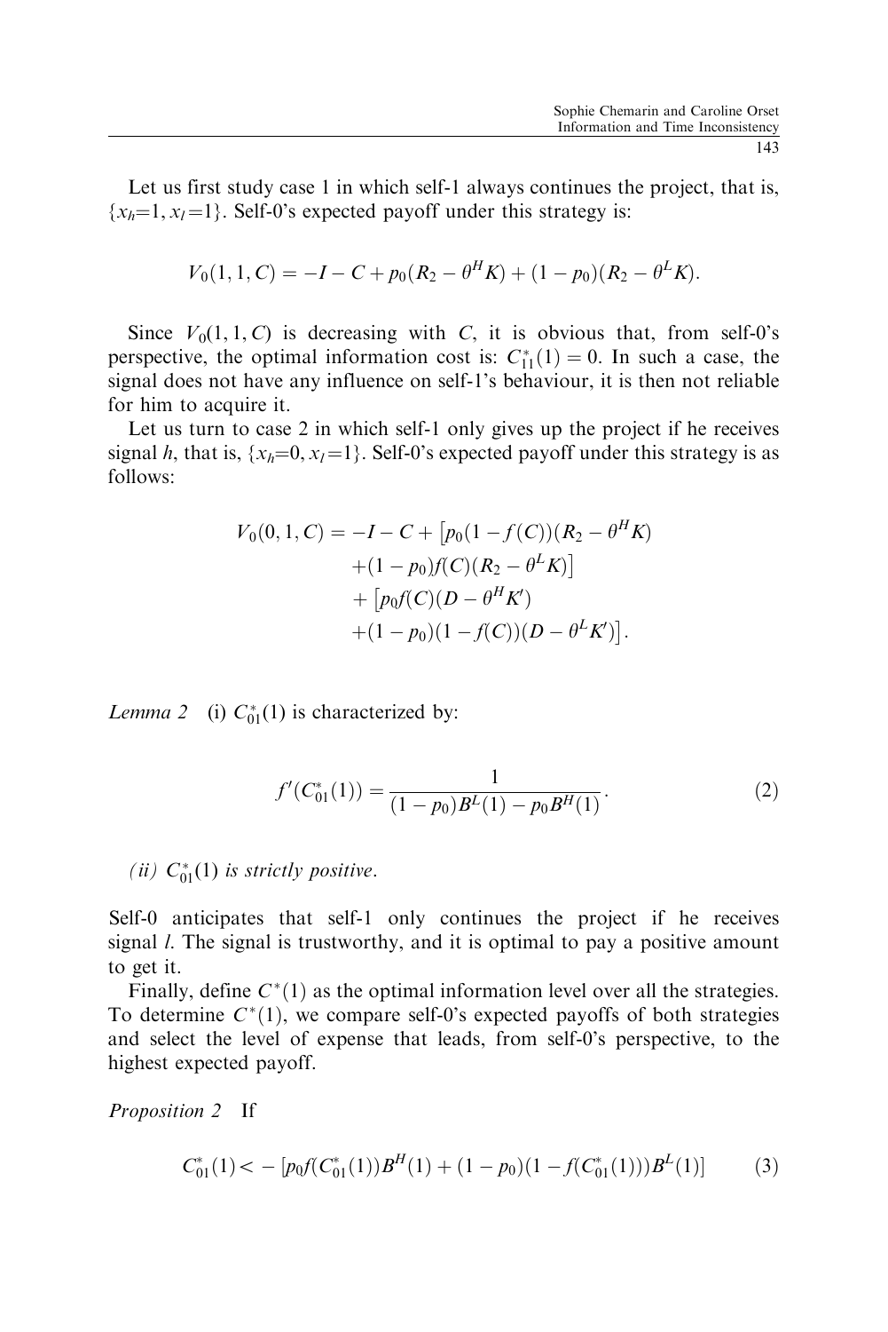Let us first study case 1 in which self-1 always continues the project, that is, $\{x_h=1, x_l=1\}$. Self-0's expected payoff under this strategy is:

$$V_0(1,1,C) = -I - C + p_0(R_2 - \theta^H K) + (1-p_0)(R_2 - \theta^L K).$$

Since $V_0(1,1,C)$ is decreasing with $C$, it is obvious that, from self-0's perspective, the optimal information cost is: $C^*_{11}(1) = 0$. In such a case, the signal does not have any influence on self-1's behaviour, it is then not reliable for him to acquire it.

Let us turn to case 2 in which self-1 only gives up the project if he receives signal $h$, that is, $\{x_h=0, x_l=1\}$. Self-0's expected payoff under this strategy is as follows:

$$\begin{aligned}
V_0(0,1,C) = -I - C + &\left[p_0(1-f(C))(R_2 - \theta^H K) \right.\\
&\left. +(1-p_0)f(C)(R_2 - \theta^L K)\right]\\
&+ \left[p_0 f(C)(D - \theta^H K') \right.\\
&\left. +(1-p_0)(1-f(C))(D - \theta^L K')\right].
\end{aligned}$$

*Lemma 2* (i) $C^*_{01}(1)$ is characterized by:

$$f'(C^*_{01}(1)) = \frac{1}{(1-p_0)B^L(1) - p_0 B^H(1)}. \tag{2}$$

*(ii) $C^*_{01}(1)$ is strictly positive.*

Self-0 anticipates that self-1 only continues the project if he receives signal $l$. The signal is trustworthy, and it is optimal to pay a positive amount to get it.

Finally, define $C^*(1)$ as the optimal information level over all the strategies. To determine $C^*(1)$, we compare self-0's expected payoffs of both strategies and select the level of expense that leads, from self-0's perspective, to the highest expected payoff.

*Proposition 2* If

$$C^*_{01}(1) < -\left[p_0 f(C^*_{01}(1))B^H(1) + (1-p_0)(1-f(C^*_{01}(1)))B^L(1)\right] \tag{3}$$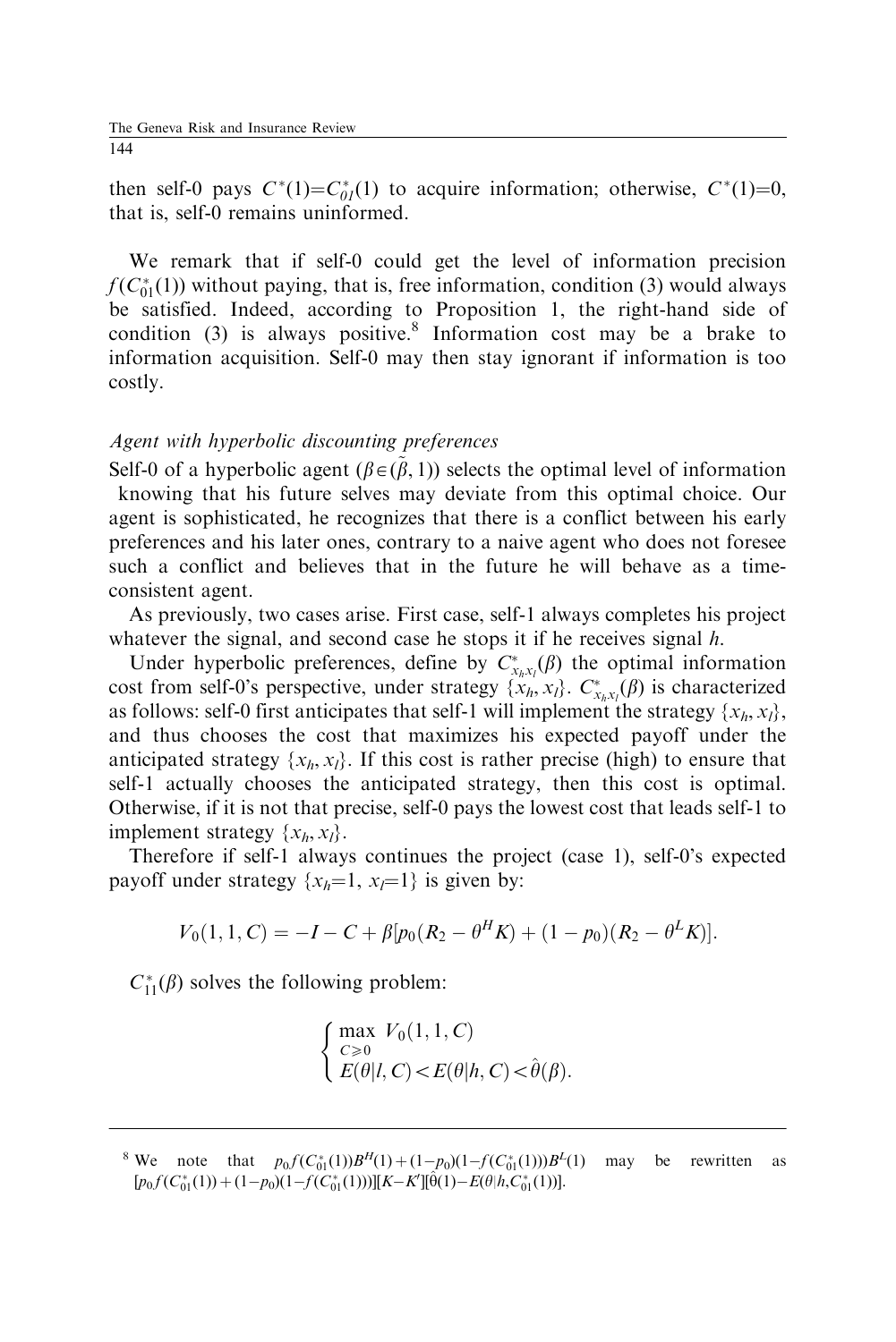then self-0 pays $C^{*}(1)=C^{*}_{01}(1)$ to acquire information; otherwise, $C^{*}(1)=0$, that is, self-0 remains uninformed.

We remark that if self-0 could get the level of information precision $f(C^{*}_{01}(1))$ without paying, that is, free information, condition (3) would always be satisfied. Indeed, according to Proposition 1, the right-hand side of condition (3) is always positive.[8] Information cost may be a brake to information acquisition. Self-0 may then stay ignorant if information is too costly.

### *Agent with hyperbolic discounting preferences*

Self-0 of a hyperbolic agent ($\beta \in (\tilde{\beta}, 1)$) selects the optimal level of information knowing that his future selves may deviate from this optimal choice. Our agent is sophisticated, he recognizes that there is a conflict between his early preferences and his later ones, contrary to a naive agent who does not foresee such a conflict and believes that in the future he will behave as a time-consistent agent.

As previously, two cases arise. First case, self-1 always completes his project whatever the signal, and second case he stops it if he receives signal $h$.

Under hyperbolic preferences, define by $C^{*}_{x_h x_l}(\beta)$ the optimal information cost from self-0's perspective, under strategy $\{x_h, x_l\}$. $C^{*}_{x_h x_l}(\beta)$ is characterized as follows: self-0 first anticipates that self-1 will implement the strategy $\{x_h, x_l\}$, and thus chooses the cost that maximizes his expected payoff under the anticipated strategy $\{x_h, x_l\}$. If this cost is rather precise (high) to ensure that self-1 actually chooses the anticipated strategy, then this cost is optimal. Otherwise, if it is not that precise, self-0 pays the lowest cost that leads self-1 to implement strategy $\{x_h, x_l\}$.

Therefore if self-1 always continues the project (case 1), self-0's expected payoff under strategy $\{x_h=1, x_l=1\}$ is given by:

$$V_0(1,1,C) = -I - C + \beta[p_0(R_2 - \theta^H K) + (1-p_0)(R_2 - \theta^L K)].$$

$C^{*}_{11}(\beta)$ solves the following problem:

$$\begin{cases} \max\limits_{C \geqslant 0} \; V_0(1,1,C) \\ E(\theta|l,C) < E(\theta|h,C) < \hat{\theta}(\beta). \end{cases}$$

---

[8] We note that $p_0 f(C^{*}_{01}(1))B^H(1) + (1-p_0)(1-f(C^{*}_{01}(1)))B^L(1)$ may be rewritten as $[p_0 f(C^{*}_{01}(1)) + (1-p_0)(1-f(C^{*}_{01}(1)))][K-K'][\hat{\theta}(1) - E(\theta|h, C^{*}_{01}(1))]$.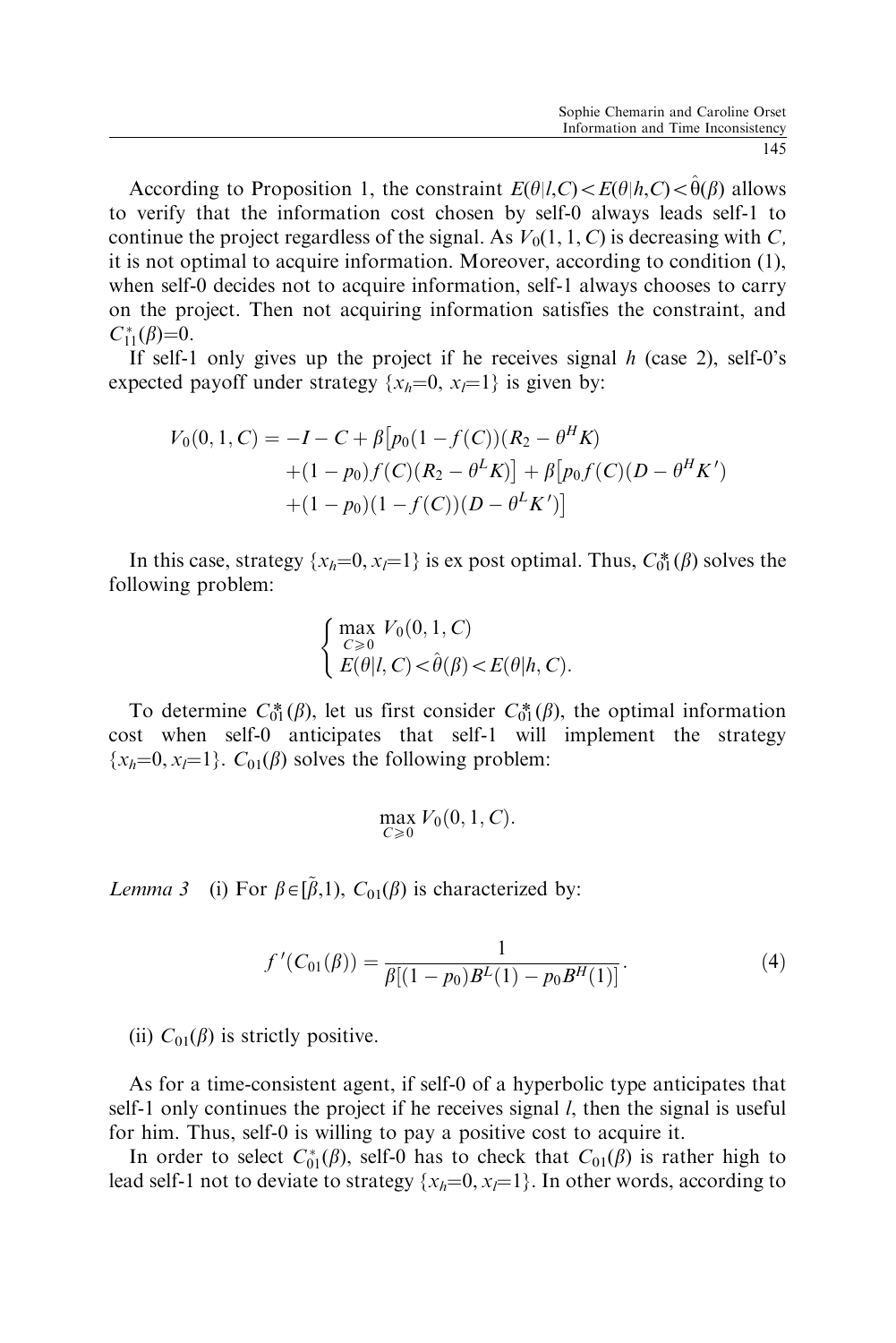According to Proposition 1, the constraint $E(\theta|l,C) < E(\theta|h,C) < \hat{\theta}(\beta)$ allows to verify that the information cost chosen by self-0 always leads self-1 to continue the project regardless of the signal. As $V_0(1,1,C)$ is decreasing with $C$, it is not optimal to acquire information. Moreover, according to condition (1), when self-0 decides not to acquire information, self-1 always chooses to carry on the project. Then not acquiring information satisfies the constraint, and $C^*_{11}(\beta)=0$.

If self-1 only gives up the project if he receives signal $h$ (case 2), self-0's expected payoff under strategy $\{x_h=0, x_l=1\}$ is given by:

$$
\begin{aligned}
V_0(0,1,C) = & -I - C + \beta\big[p_0(1-f(C))(R_2 - \theta^H K) \\
& + (1-p_0)f(C)(R_2 - \theta^L K)\big] + \beta\big[p_0 f(C)(D - \theta^H K') \\
& + (1-p_0)(1-f(C))(D - \theta^L K')\big]
\end{aligned}
$$

In this case, strategy $\{x_h=0, x_l=1\}$ is ex post optimal. Thus, $C^*_{01}(\beta)$ solves the following problem:

$$
\begin{cases}
\max\limits_{C \geqslant 0} V_0(0,1,C) \\
E(\theta|l,C) < \hat{\theta}(\beta) < E(\theta|h,C).
\end{cases}
$$

To determine $C^*_{01}(\beta)$, let us first consider $C^*_{01}(\beta)$, the optimal information cost when self-0 anticipates that self-1 will implement the strategy $\{x_h=0, x_l=1\}$. $C_{01}(\beta)$ solves the following problem:

$$
\max_{C \geqslant 0} V_0(0,1,C).
$$

*Lemma 3* (i) For $\beta \in [\tilde{\beta}, 1)$, $C_{01}(\beta)$ is characterized by:

$$
f'(C_{01}(\beta)) = \frac{1}{\beta[(1-p_0)B^L(1) - p_0 B^H(1)]}. \tag{4}
$$

(ii) $C_{01}(\beta)$ is strictly positive.

As for a time-consistent agent, if self-0 of a hyperbolic type anticipates that self-1 only continues the project if he receives signal $l$, then the signal is useful for him. Thus, self-0 is willing to pay a positive cost to acquire it.

In order to select $C^*_{01}(\beta)$, self-0 has to check that $C_{01}(\beta)$ is rather high to lead self-1 not to deviate to strategy $\{x_h=0, x_l=1\}$. In other words, according to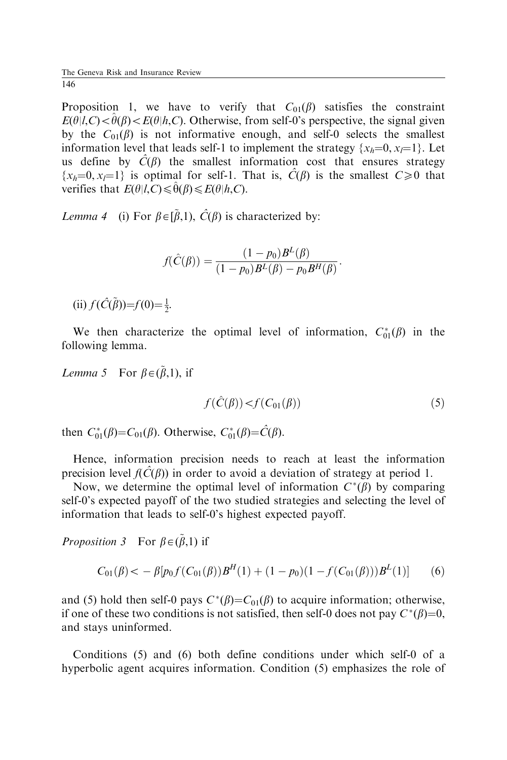Proposition 1, we have to verify that $C_{01}(\beta)$ satisfies the constraint $E(\theta|l,C) < \hat{\theta}(\beta) < E(\theta|h,C)$. Otherwise, from self-0's perspective, the signal given by the $C_{01}(\beta)$ is not informative enough, and self-0 selects the smallest information level that leads self-1 to implement the strategy $\{x_h=0, x_l=1\}$. Let us define by $\hat{C}(\beta)$ the smallest information cost that ensures strategy $\{x_h=0, x_l=1\}$ is optimal for self-1. That is, $\hat{C}(\beta)$ is the smallest $C \geqslant 0$ that verifies that $E(\theta|l,C) \leqslant \hat{\theta}(\beta) \leqslant E(\theta|h,C)$.

*Lemma 4* (i) For $\beta \in [\tilde{\beta},1)$, $\hat{C}(\beta)$ is characterized by:

$$f(\hat{C}(\beta)) = \frac{(1-p_0)B^L(\beta)}{(1-p_0)B^L(\beta) - p_0 B^H(\beta)}.$$

(ii) $f(\hat{C}(\tilde{\beta})) = f(0) = \frac{1}{2}$.

We then characterize the optimal level of information, $C^*_{01}(\beta)$ in the following lemma.

*Lemma 5* For $\beta \in (\tilde{\beta},1)$, if

$$f(\hat{C}(\beta)) < f(C_{01}(\beta)) \tag{5}$$

then $C^*_{01}(\beta) = C_{01}(\beta)$. Otherwise, $C^*_{01}(\beta) = \hat{C}(\beta)$.

Hence, information precision needs to reach at least the information precision level $f(\hat{C}(\beta))$ in order to avoid a deviation of strategy at period 1.

Now, we determine the optimal level of information $C^*(\beta)$ by comparing self-0's expected payoff of the two studied strategies and selecting the level of information that leads to self-0's highest expected payoff.

*Proposition 3* For $\beta \in (\tilde{\beta},1)$ if

$$C_{01}(\beta) < -\beta[p_0 f(C_{01}(\beta))B^H(1) + (1-p_0)(1-f(C_{01}(\beta)))B^L(1)] \tag{6}$$

and (5) hold then self-0 pays $C^*(\beta) = C_{01}(\beta)$ to acquire information; otherwise, if one of these two conditions is not satisfied, then self-0 does not pay $C^*(\beta) = 0$, and stays uninformed.

Conditions (5) and (6) both define conditions under which self-0 of a hyperbolic agent acquires information. Condition (5) emphasizes the role of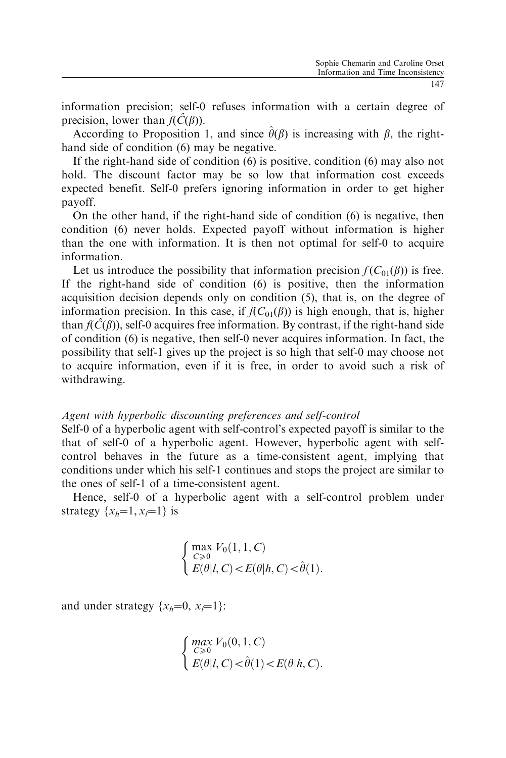information precision; self-0 refuses information with a certain degree of precision, lower than $f(\hat{C}(\beta))$.

According to Proposition 1, and since $\hat{\theta}(\beta)$ is increasing with $\beta$, the right-hand side of condition (6) may be negative.

If the right-hand side of condition (6) is positive, condition (6) may also not hold. The discount factor may be so low that information cost exceeds expected benefit. Self-0 prefers ignoring information in order to get higher payoff.

On the other hand, if the right-hand side of condition (6) is negative, then condition (6) never holds. Expected payoff without information is higher than the one with information. It is then not optimal for self-0 to acquire information.

Let us introduce the possibility that information precision $f(C_{01}(\beta))$ is free. If the right-hand side of condition (6) is positive, then the information acquisition decision depends only on condition (5), that is, on the degree of information precision. In this case, if $f(C_{01}(\beta))$ is high enough, that is, higher than $f(\hat{C}(\beta))$, self-0 acquires free information. By contrast, if the right-hand side of condition (6) is negative, then self-0 never acquires information. In fact, the possibility that self-1 gives up the project is so high that self-0 may choose not to acquire information, even if it is free, in order to avoid such a risk of withdrawing.

*Agent with hyperbolic discounting preferences and self-control*

Self-0 of a hyperbolic agent with self-control's expected payoff is similar to the that of self-0 of a hyperbolic agent. However, hyperbolic agent with self-control behaves in the future as a time-consistent agent, implying that conditions under which his self-1 continues and stops the project are similar to the ones of self-1 of a time-consistent agent.

Hence, self-0 of a hyperbolic agent with a self-control problem under strategy $\{x_h=1, x_l=1\}$ is

$$\begin{cases} \max\limits_{C \geqslant 0} V_0(1, 1, C) \\ E(\theta|l, C) < E(\theta|h, C) < \hat{\theta}(1). \end{cases}$$

and under strategy $\{x_h=0, x_l=1\}$:

$$\begin{cases} \max\limits_{C \geqslant 0} V_0(0, 1, C) \\ E(\theta|l, C) < \hat{\theta}(1) < E(\theta|h, C). \end{cases}$$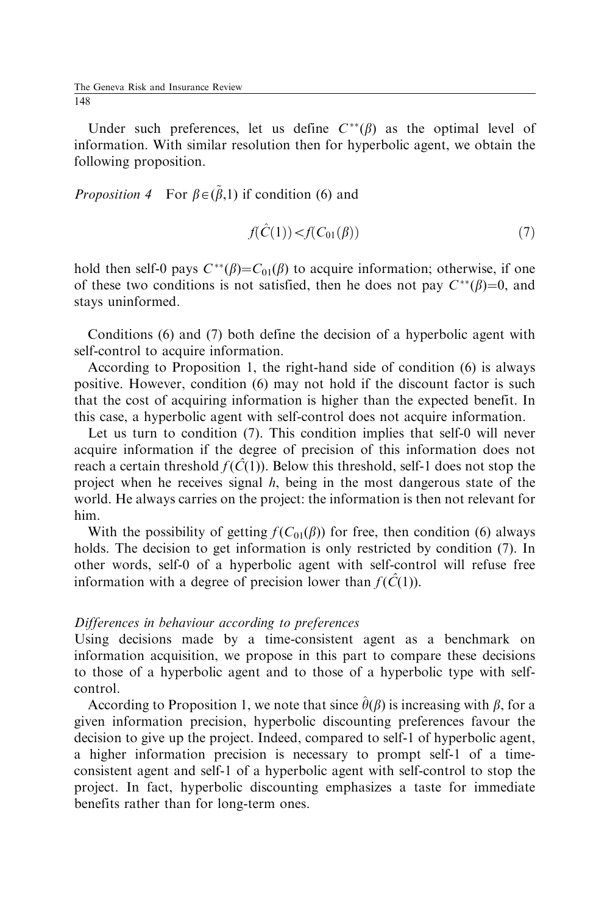Under such preferences, let us define $C^{**}(\beta)$ as the optimal level of information. With similar resolution then for hyperbolic agent, we obtain the following proposition.

*Proposition 4* For $\beta \in (\tilde{\beta}, 1)$ if condition (6) and

$$f(\hat{C}(1)) < f(C_{01}(\beta)) \tag{7}$$

hold then self-0 pays $C^{**}(\beta) = C_{01}(\beta)$ to acquire information; otherwise, if one of these two conditions is not satisfied, then he does not pay $C^{**}(\beta) = 0$, and stays uninformed.

Conditions (6) and (7) both define the decision of a hyperbolic agent with self-control to acquire information.

According to Proposition 1, the right-hand side of condition (6) is always positive. However, condition (6) may not hold if the discount factor is such that the cost of acquiring information is higher than the expected benefit. In this case, a hyperbolic agent with self-control does not acquire information.

Let us turn to condition (7). This condition implies that self-0 will never acquire information if the degree of precision of this information does not reach a certain threshold $f(\hat{C}(1))$. Below this threshold, self-1 does not stop the project when he receives signal $h$, being in the most dangerous state of the world. He always carries on the project: the information is then not relevant for him.

With the possibility of getting $f(C_{01}(\beta))$ for free, then condition (6) always holds. The decision to get information is only restricted by condition (7). In other words, self-0 of a hyperbolic agent with self-control will refuse free information with a degree of precision lower than $f(\hat{C}(1))$.

*Differences in behaviour according to preferences*

Using decisions made by a time-consistent agent as a benchmark on information acquisition, we propose in this part to compare these decisions to those of a hyperbolic agent and to those of a hyperbolic type with self-control.

According to Proposition 1, we note that since $\hat{\theta}(\beta)$ is increasing with $\beta$, for a given information precision, hyperbolic discounting preferences favour the decision to give up the project. Indeed, compared to self-1 of hyperbolic agent, a higher information precision is necessary to prompt self-1 of a time-consistent agent and self-1 of a hyperbolic agent with self-control to stop the project. In fact, hyperbolic discounting emphasizes a taste for immediate benefits rather than for long-term ones.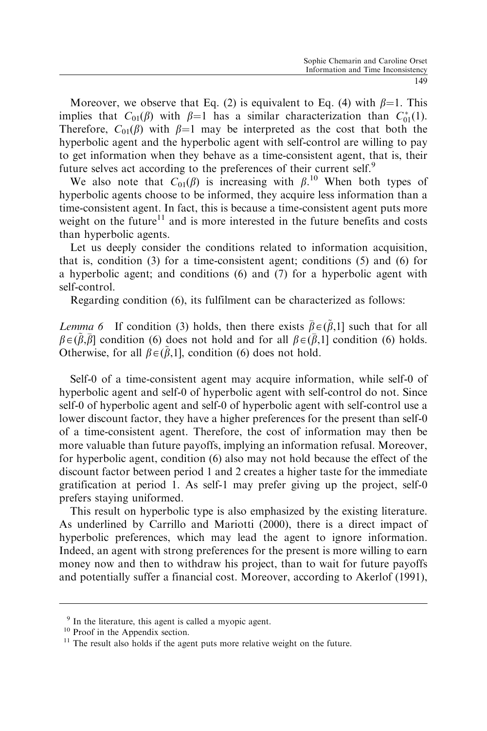Moreover, we observe that Eq. (2) is equivalent to Eq. (4) with $\beta=1$. This implies that $C_{01}(\beta)$ with $\beta=1$ has a similar characterization than $C^*_{01}(1)$. Therefore, $C_{01}(\beta)$ with $\beta=1$ may be interpreted as the cost that both the hyperbolic agent and the hyperbolic agent with self-control are willing to pay to get information when they behave as a time-consistent agent, that is, their future selves act according to the preferences of their current self.[9]

We also note that $C_{01}(\beta)$ is increasing with $\beta$.[10] When both types of hyperbolic agents choose to be informed, they acquire less information than a time-consistent agent. In fact, this is because a time-consistent agent puts more weight on the future[11] and is more interested in the future benefits and costs than hyperbolic agents.

Let us deeply consider the conditions related to information acquisition, that is, condition (3) for a time-consistent agent; conditions (5) and (6) for a hyperbolic agent; and conditions (6) and (7) for a hyperbolic agent with self-control.

Regarding condition (6), its fulfilment can be characterized as follows:

*Lemma 6* If condition (3) holds, then there exists $\bar{\beta}\in(\tilde{\beta},1]$ such that for all $\beta\in(\tilde{\beta},\bar{\beta}]$ condition (6) does not hold and for all $\beta\in(\bar{\beta},1]$ condition (6) holds. Otherwise, for all $\beta\in(\tilde{\beta},1]$, condition (6) does not hold.

Self-0 of a time-consistent agent may acquire information, while self-0 of hyperbolic agent and self-0 of hyperbolic agent with self-control do not. Since self-0 of hyperbolic agent and self-0 of hyperbolic agent with self-control use a lower discount factor, they have a higher preferences for the present than self-0 of a time-consistent agent. Therefore, the cost of information may then be more valuable than future payoffs, implying an information refusal. Moreover, for hyperbolic agent, condition (6) also may not hold because the effect of the discount factor between period 1 and 2 creates a higher taste for the immediate gratification at period 1. As self-1 may prefer giving up the project, self-0 prefers staying uniformed.

This result on hyperbolic type is also emphasized by the existing literature. As underlined by Carrillo and Mariotti (2000), there is a direct impact of hyperbolic preferences, which may lead the agent to ignore information. Indeed, an agent with strong preferences for the present is more willing to earn money now and then to withdraw his project, than to wait for future payoffs and potentially suffer a financial cost. Moreover, according to Akerlof (1991),

---

[9] In the literature, this agent is called a myopic agent.

[10] Proof in the Appendix section.

[11] The result also holds if the agent puts more relative weight on the future.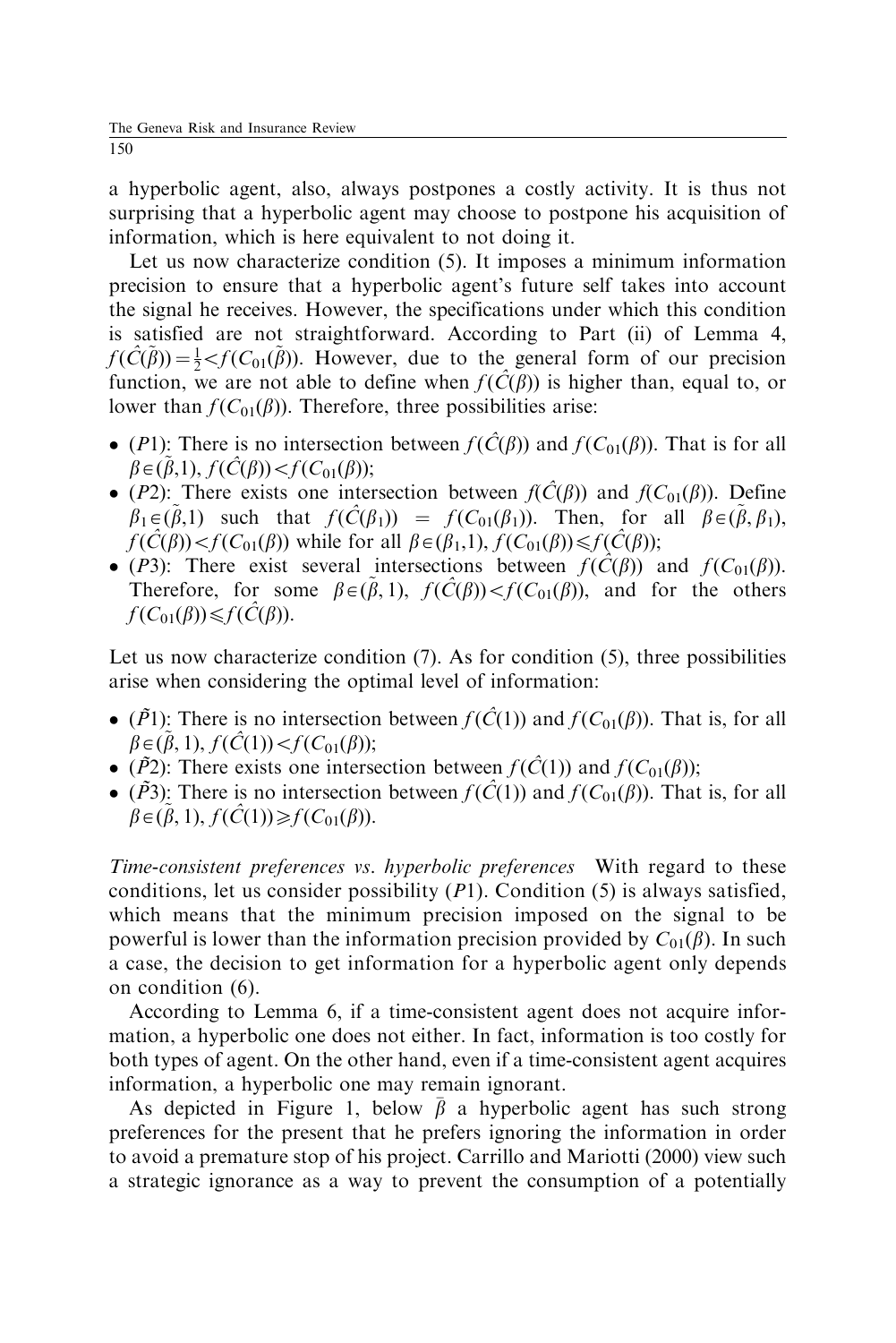a hyperbolic agent, also, always postpones a costly activity. It is thus not surprising that a hyperbolic agent may choose to postpone his acquisition of information, which is here equivalent to not doing it.

Let us now characterize condition (5). It imposes a minimum information precision to ensure that a hyperbolic agent's future self takes into account the signal he receives. However, the specifications under which this condition is satisfied are not straightforward. According to Part (ii) of Lemma 4, $f(\hat{C}(\tilde{\beta}))=\frac{1}{2}<f(C_{01}(\tilde{\beta}))$. However, due to the general form of our precision function, we are not able to define when $f(\hat{C}(\beta))$ is higher than, equal to, or lower than $f(C_{01}(\beta))$. Therefore, three possibilities arise:

- ($P1$): There is no intersection between $f(\hat{C}(\beta))$ and $f(C_{01}(\beta))$. That is for all $\beta\in(\tilde{\beta},1)$, $f(\hat{C}(\beta))<f(C_{01}(\beta))$;
- ($P2$): There exists one intersection between $f(\hat{C}(\beta))$ and $f(C_{01}(\beta))$. Define $\beta_1\in(\tilde{\beta},1)$ such that $f(\hat{C}(\beta_1)) = f(C_{01}(\beta_1))$. Then, for all $\beta\in(\tilde{\beta},\beta_1)$, $f(\hat{C}(\beta))<f(C_{01}(\beta))$ while for all $\beta\in(\beta_1,1)$, $f(C_{01}(\beta))\leqslant f(\hat{C}(\beta))$;
- ($P3$): There exist several intersections between $f(\hat{C}(\beta))$ and $f(C_{01}(\beta))$. Therefore, for some $\beta\in(\tilde{\beta},1)$, $f(\hat{C}(\beta))<f(C_{01}(\beta))$, and for the others $f(C_{01}(\beta))\leqslant f(\hat{C}(\beta))$.

Let us now characterize condition (7). As for condition (5), three possibilities arise when considering the optimal level of information:

- ($\tilde{P}1$): There is no intersection between $f(\hat{C}(1))$ and $f(C_{01}(\beta))$. That is, for all $\beta\in(\tilde{\beta},1)$, $f(\hat{C}(1))<f(C_{01}(\beta))$;
- ($\tilde{P}2$): There exists one intersection between $f(\hat{C}(1))$ and $f(C_{01}(\beta))$;
- ($\tilde{P}3$): There is no intersection between $f(\hat{C}(1))$ and $f(C_{01}(\beta))$. That is, for all $\beta\in(\tilde{\beta},1)$, $f(\hat{C}(1))\geqslant f(C_{01}(\beta))$.

*Time-consistent preferences vs. hyperbolic preferences* With regard to these conditions, let us consider possibility ($P1$). Condition (5) is always satisfied, which means that the minimum precision imposed on the signal to be powerful is lower than the information precision provided by $C_{01}(\beta)$. In such a case, the decision to get information for a hyperbolic agent only depends on condition (6).

According to Lemma 6, if a time-consistent agent does not acquire information, a hyperbolic one does not either. In fact, information is too costly for both types of agent. On the other hand, even if a time-consistent agent acquires information, a hyperbolic one may remain ignorant.

As depicted in Figure 1, below $\bar{\beta}$ a hyperbolic agent has such strong preferences for the present that he prefers ignoring the information in order to avoid a premature stop of his project. Carrillo and Mariotti (2000) view such a strategic ignorance as a way to prevent the consumption of a potentially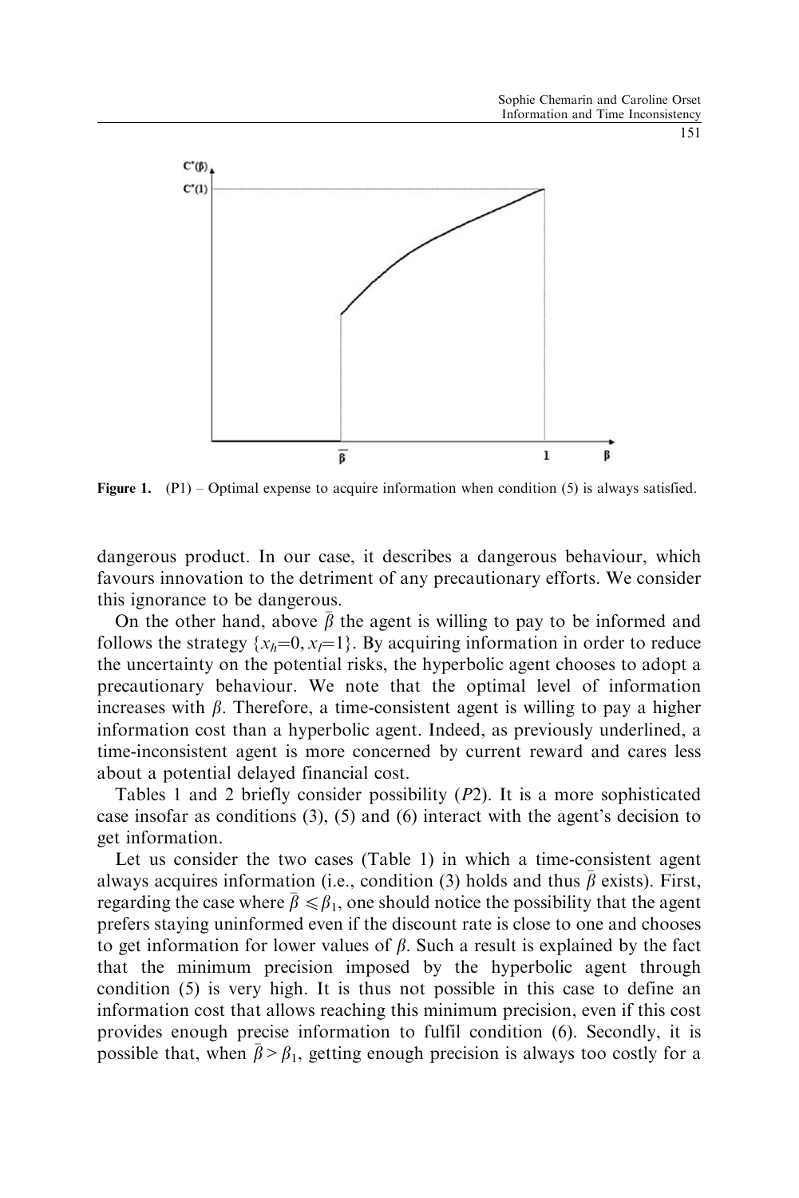**Figure 1.** (P1) – Optimal expense to acquire information when condition (5) is always satisfied.

dangerous product. In our case, it describes a dangerous behaviour, which favours innovation to the detriment of any precautionary efforts. We consider this ignorance to be dangerous.

On the other hand, above $\bar{\beta}$ the agent is willing to pay to be informed and follows the strategy $\{x_h=0, x_l=1\}$. By acquiring information in order to reduce the uncertainty on the potential risks, the hyperbolic agent chooses to adopt a precautionary behaviour. We note that the optimal level of information increases with $\beta$. Therefore, a time-consistent agent is willing to pay a higher information cost than a hyperbolic agent. Indeed, as previously underlined, a time-inconsistent agent is more concerned by current reward and cares less about a potential delayed financial cost.

Tables 1 and 2 briefly consider possibility (*P*2). It is a more sophisticated case insofar as conditions (3), (5) and (6) interact with the agent's decision to get information.

Let us consider the two cases (Table 1) in which a time-consistent agent always acquires information (i.e., condition (3) holds and thus $\bar{\beta}$ exists). First, regarding the case where $\bar{\beta} \leqslant \beta_1$, one should notice the possibility that the agent prefers staying uninformed even if the discount rate is close to one and chooses to get information for lower values of $\beta$. Such a result is explained by the fact that the minimum precision imposed by the hyperbolic agent through condition (5) is very high. It is thus not possible in this case to define an information cost that allows reaching this minimum precision, even if this cost provides enough precise information to fulfil condition (6). Secondly, it is possible that, when $\bar{\beta} > \beta_1$, getting enough precision is always too costly for a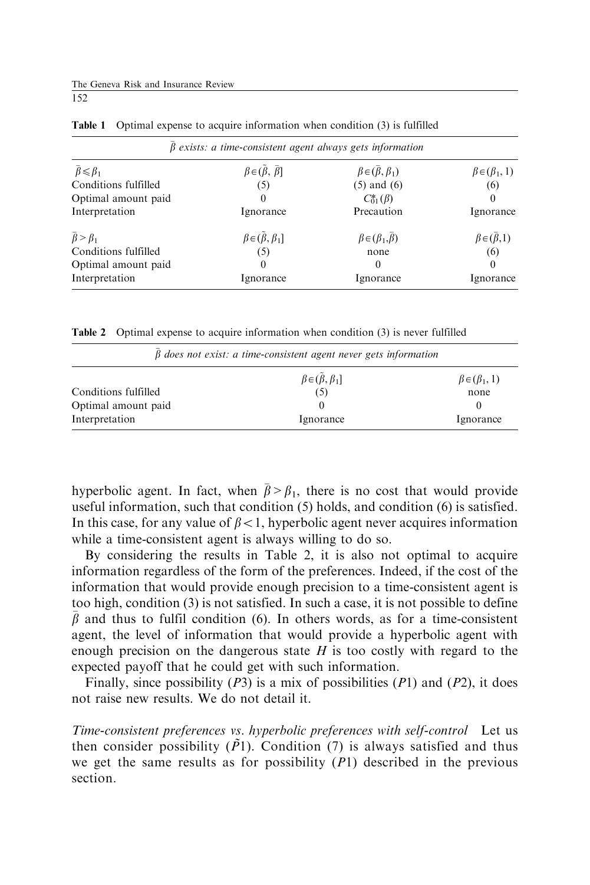**Table 1** Optimal expense to acquire information when condition (3) is fulfilled

| $\bar{\beta}$ exists: a time-consistent agent always gets information | | | |
|---|---|---|---|
| $\bar{\beta} \leqslant \beta_1$ | $\beta \in (\tilde{\beta}, \bar{\beta}]$ | $\beta \in (\bar{\beta}, \beta_1)$ | $\beta \in (\beta_1, 1)$ |
| Conditions fulfilled | (5) | (5) and (6) | (6) |
| Optimal amount paid | 0 | $C^{*}_{01}(\beta)$ | 0 |
| Interpretation | Ignorance | Precaution | Ignorance |
| $\bar{\beta} > \beta_1$ | $\beta \in (\tilde{\beta}, \beta_1]$ | $\beta \in (\beta_1, \bar{\beta})$ | $\beta \in (\bar{\beta}, 1)$ |
| Conditions fulfilled | (5) | none | (6) |
| Optimal amount paid | 0 | 0 | 0 |
| Interpretation | Ignorance | Ignorance | Ignorance |

**Table 2** Optimal expense to acquire information when condition (3) is never fulfilled

| $\bar{\beta}$ does not exist: a time-consistent agent never gets information | | |
|---|---|---|
| | $\beta \in (\tilde{\beta}, \beta_1]$ | $\beta \in (\beta_1, 1)$ |
| Conditions fulfilled | (5) | none |
| Optimal amount paid | 0 | 0 |
| Interpretation | Ignorance | Ignorance |

hyperbolic agent. In fact, when $\bar{\beta} > \beta_1$, there is no cost that would provide useful information, such that condition (5) holds, and condition (6) is satisfied. In this case, for any value of $\beta < 1$, hyperbolic agent never acquires information while a time-consistent agent is always willing to do so.

By considering the results in Table 2, it is also not optimal to acquire information regardless of the form of the preferences. Indeed, if the cost of the information that would provide enough precision to a time-consistent agent is too high, condition (3) is not satisfied. In such a case, it is not possible to define $\bar{\beta}$ and thus to fulfil condition (6). In others words, as for a time-consistent agent, the level of information that would provide a hyperbolic agent with enough precision on the dangerous state $H$ is too costly with regard to the expected payoff that he could get with such information.

Finally, since possibility ($P3$) is a mix of possibilities ($P1$) and ($P2$), it does not raise new results. We do not detail it.

*Time-consistent preferences vs. hyperbolic preferences with self-control* Let us then consider possibility ($\tilde{P}1$). Condition (7) is always satisfied and thus we get the same results as for possibility ($P1$) described in the previous section.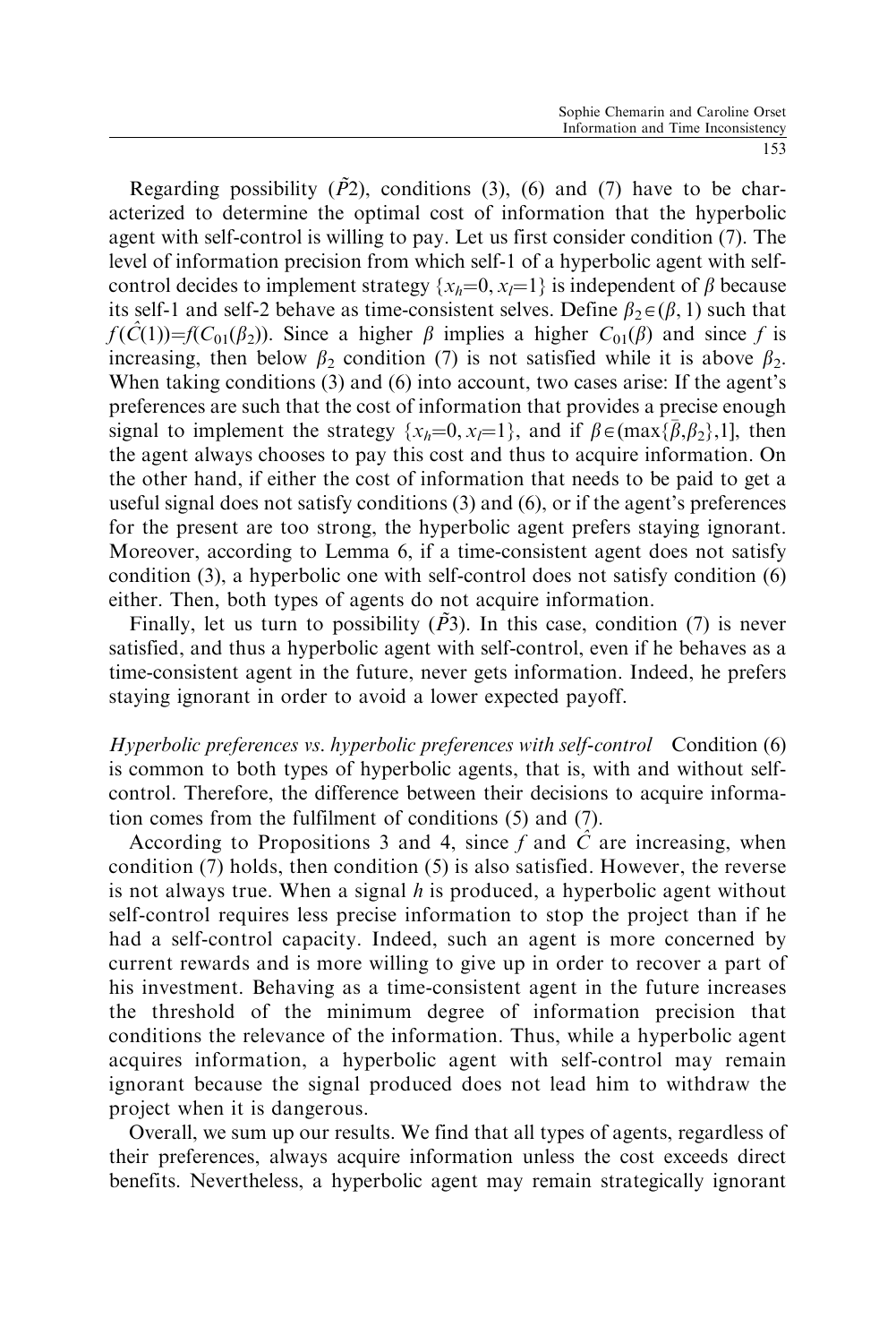Regarding possibility ($\tilde{P}2$), conditions (3), (6) and (7) have to be characterized to determine the optimal cost of information that the hyperbolic agent with self-control is willing to pay. Let us first consider condition (7). The level of information precision from which self-1 of a hyperbolic agent with self-control decides to implement strategy $\{x_h=0, x_l=1\}$ is independent of $\beta$ because its self-1 and self-2 behave as time-consistent selves. Define $\beta_2 \in (\beta, 1)$ such that $f(\hat{C}(1))=f(C_{01}(\beta_2))$. Since a higher $\beta$ implies a higher $C_{01}(\beta)$ and since $f$ is increasing, then below $\beta_2$ condition (7) is not satisfied while it is above $\beta_2$. When taking conditions (3) and (6) into account, two cases arise: If the agent's preferences are such that the cost of information that provides a precise enough signal to implement the strategy $\{x_h=0, x_l=1\}$, and if $\beta \in (\max\{\bar{\beta},\beta_2\},1]$, then the agent always chooses to pay this cost and thus to acquire information. On the other hand, if either the cost of information that needs to be paid to get a useful signal does not satisfy conditions (3) and (6), or if the agent's preferences for the present are too strong, the hyperbolic agent prefers staying ignorant. Moreover, according to Lemma 6, if a time-consistent agent does not satisfy condition (3), a hyperbolic one with self-control does not satisfy condition (6) either. Then, both types of agents do not acquire information.

Finally, let us turn to possibility ($\tilde{P}3$). In this case, condition (7) is never satisfied, and thus a hyperbolic agent with self-control, even if he behaves as a time-consistent agent in the future, never gets information. Indeed, he prefers staying ignorant in order to avoid a lower expected payoff.

*Hyperbolic preferences vs. hyperbolic preferences with self-control* Condition (6) is common to both types of hyperbolic agents, that is, with and without self-control. Therefore, the difference between their decisions to acquire information comes from the fulfilment of conditions (5) and (7).

According to Propositions 3 and 4, since $f$ and $\hat{C}$ are increasing, when condition (7) holds, then condition (5) is also satisfied. However, the reverse is not always true. When a signal $h$ is produced, a hyperbolic agent without self-control requires less precise information to stop the project than if he had a self-control capacity. Indeed, such an agent is more concerned by current rewards and is more willing to give up in order to recover a part of his investment. Behaving as a time-consistent agent in the future increases the threshold of the minimum degree of information precision that conditions the relevance of the information. Thus, while a hyperbolic agent acquires information, a hyperbolic agent with self-control may remain ignorant because the signal produced does not lead him to withdraw the project when it is dangerous.

Overall, we sum up our results. We find that all types of agents, regardless of their preferences, always acquire information unless the cost exceeds direct benefits. Nevertheless, a hyperbolic agent may remain strategically ignorant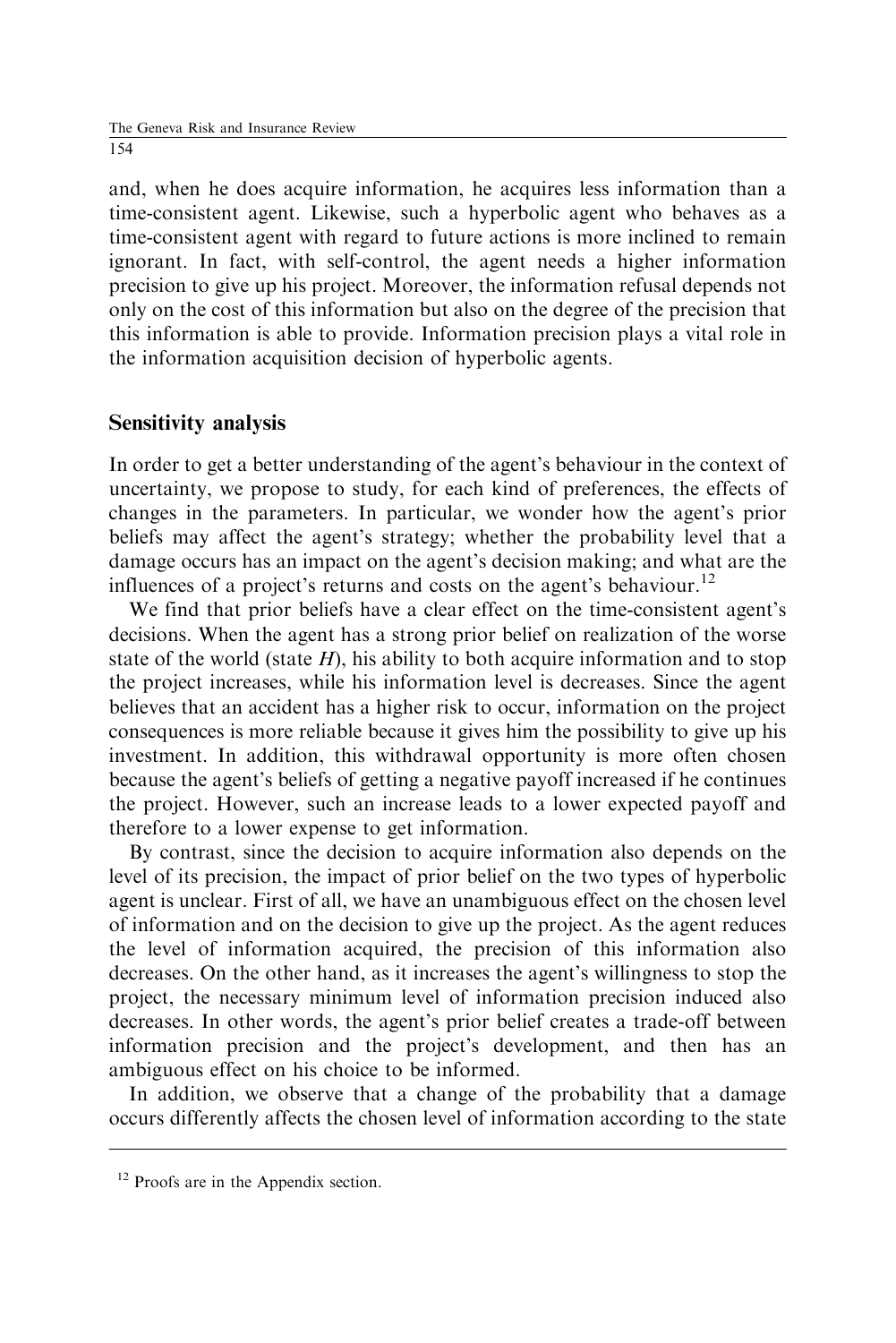and, when he does acquire information, he acquires less information than a time-consistent agent. Likewise, such a hyperbolic agent who behaves as a time-consistent agent with regard to future actions is more inclined to remain ignorant. In fact, with self-control, the agent needs a higher information precision to give up his project. Moreover, the information refusal depends not only on the cost of this information but also on the degree of the precision that this information is able to provide. Information precision plays a vital role in the information acquisition decision of hyperbolic agents.

## Sensitivity analysis

In order to get a better understanding of the agent's behaviour in the context of uncertainty, we propose to study, for each kind of preferences, the effects of changes in the parameters. In particular, we wonder how the agent's prior beliefs may affect the agent's strategy; whether the probability level that a damage occurs has an impact on the agent's decision making; and what are the influences of a project's returns and costs on the agent's behaviour.[12]

We find that prior beliefs have a clear effect on the time-consistent agent's decisions. When the agent has a strong prior belief on realization of the worse state of the world (state $H$), his ability to both acquire information and to stop the project increases, while his information level is decreases. Since the agent believes that an accident has a higher risk to occur, information on the project consequences is more reliable because it gives him the possibility to give up his investment. In addition, this withdrawal opportunity is more often chosen because the agent's beliefs of getting a negative payoff increased if he continues the project. However, such an increase leads to a lower expected payoff and therefore to a lower expense to get information.

By contrast, since the decision to acquire information also depends on the level of its precision, the impact of prior belief on the two types of hyperbolic agent is unclear. First of all, we have an unambiguous effect on the chosen level of information and on the decision to give up the project. As the agent reduces the level of information acquired, the precision of this information also decreases. On the other hand, as it increases the agent's willingness to stop the project, the necessary minimum level of information precision induced also decreases. In other words, the agent's prior belief creates a trade-off between information precision and the project's development, and then has an ambiguous effect on his choice to be informed.

In addition, we observe that a change of the probability that a damage occurs differently affects the chosen level of information according to the state

[12] Proofs are in the Appendix section.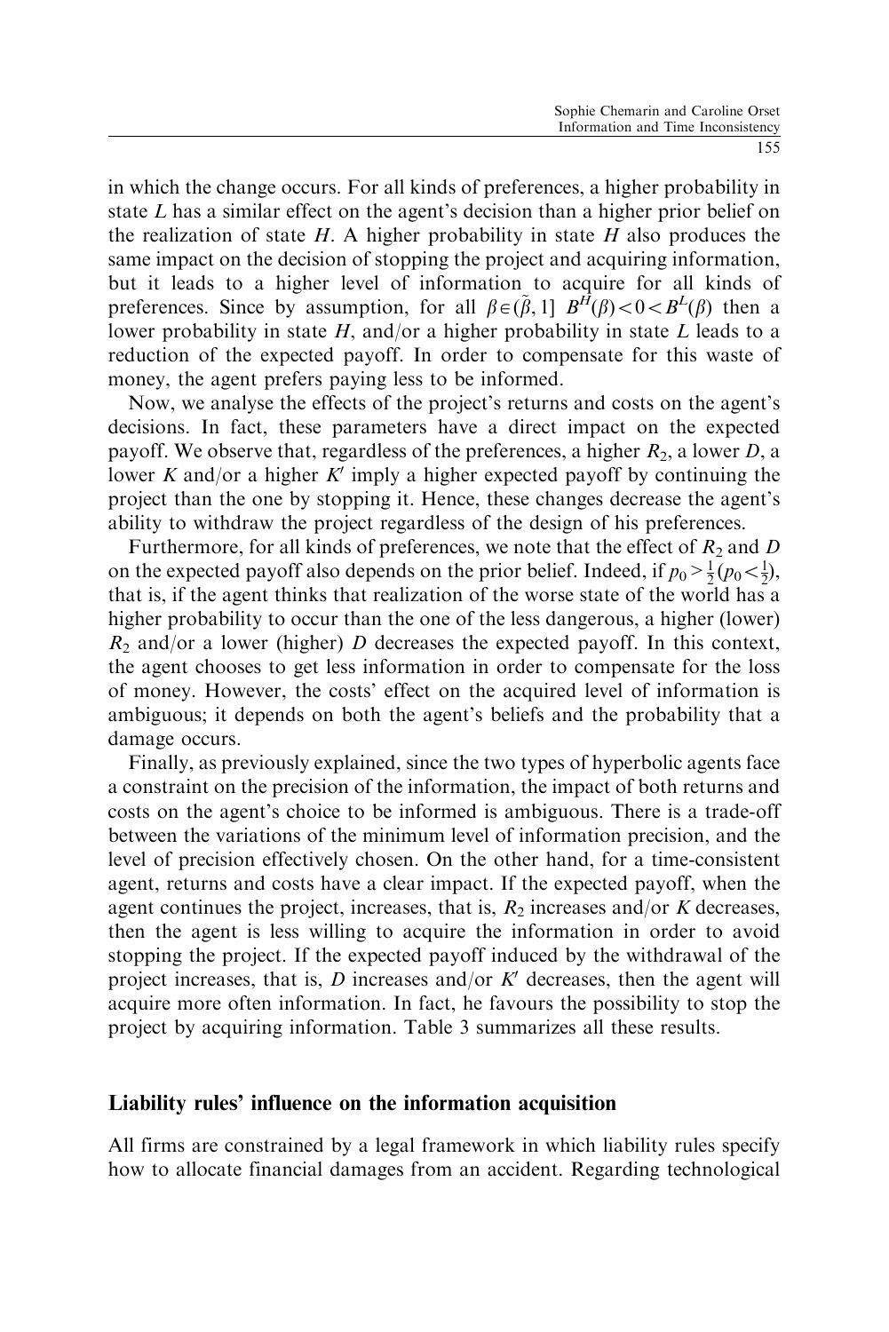in which the change occurs. For all kinds of preferences, a higher probability in state $L$ has a similar effect on the agent's decision than a higher prior belief on the realization of state $H$. A higher probability in state $H$ also produces the same impact on the decision of stopping the project and acquiring information, but it leads to a higher level of information to acquire for all kinds of preferences. Since by assumption, for all $\beta \in (\tilde{\beta}, 1]$ $B^{H}(\beta) < 0 < B^{L}(\beta)$ then a lower probability in state $H$, and/or a higher probability in state $L$ leads to a reduction of the expected payoff. In order to compensate for this waste of money, the agent prefers paying less to be informed.

Now, we analyse the effects of the project's returns and costs on the agent's decisions. In fact, these parameters have a direct impact on the expected payoff. We observe that, regardless of the preferences, a higher $R_2$, a lower $D$, a lower $K$ and/or a higher $K'$ imply a higher expected payoff by continuing the project than the one by stopping it. Hence, these changes decrease the agent's ability to withdraw the project regardless of the design of his preferences.

Furthermore, for all kinds of preferences, we note that the effect of $R_2$ and $D$ on the expected payoff also depends on the prior belief. Indeed, if $p_0 > \frac{1}{2}$ ($p_0 < \frac{1}{2}$), that is, if the agent thinks that realization of the worse state of the world has a higher probability to occur than the one of the less dangerous, a higher (lower) $R_2$ and/or a lower (higher) $D$ decreases the expected payoff. In this context, the agent chooses to get less information in order to compensate for the loss of money. However, the costs' effect on the acquired level of information is ambiguous; it depends on both the agent's beliefs and the probability that a damage occurs.

Finally, as previously explained, since the two types of hyperbolic agents face a constraint on the precision of the information, the impact of both returns and costs on the agent's choice to be informed is ambiguous. There is a trade-off between the variations of the minimum level of information precision, and the level of precision effectively chosen. On the other hand, for a time-consistent agent, returns and costs have a clear impact. If the expected payoff, when the agent continues the project, increases, that is, $R_2$ increases and/or $K$ decreases, then the agent is less willing to acquire the information in order to avoid stopping the project. If the expected payoff induced by the withdrawal of the project increases, that is, $D$ increases and/or $K'$ decreases, then the agent will acquire more often information. In fact, he favours the possibility to stop the project by acquiring information. Table 3 summarizes all these results.

## Liability rules' influence on the information acquisition

All firms are constrained by a legal framework in which liability rules specify how to allocate financial damages from an accident. Regarding technological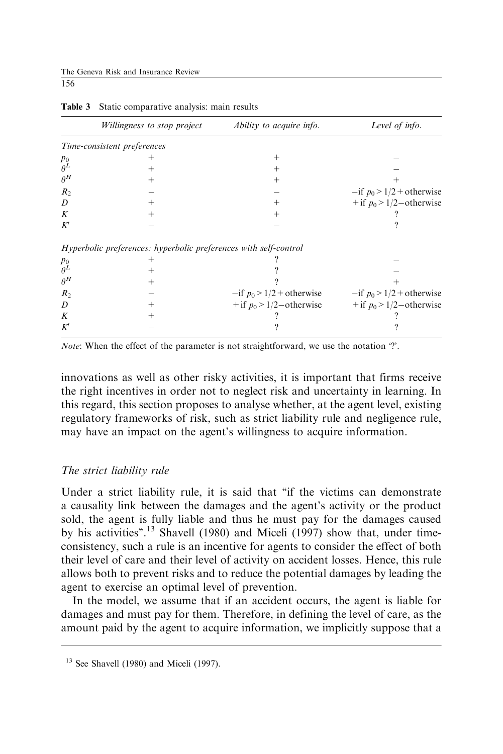**Table 3** Static comparative analysis: main results

| | *Willingness to stop project* | *Ability to acquire info.* | *Level of info.* |
|---|---|---|---|
| *Time-consistent preferences* | | | |
| $p_0$ | + | + | − |
| $\theta^L$ | + | + | − |
| $\theta^H$ | + | + | + |
| $R_2$ | − | − | −if $p_0>1/2$ + otherwise |
| $D$ | + | + | + if $p_0>1/2$−otherwise |
| $K$ | + | + | ? |
| $K'$ | − | − | ? |
| *Hyperbolic preferences: hyperbolic preferences with self-control* | | | |
| $p_0$ | + | ? | − |
| $\theta^L$ | + | ? | − |
| $\theta^H$ | + | ? | + |
| $R_2$ | − | −if $p_0>1/2$ + otherwise | −if $p_0>1/2$ + otherwise |
| $D$ | + | + if $p_0>1/2$−otherwise | + if $p_0>1/2$−otherwise |
| $K$ | + | ? | ? |
| $K'$ | − | ? | ? |

*Note*: When the effect of the parameter is not straightforward, we use the notation '?'.

innovations as well as other risky activities, it is important that firms receive the right incentives in order not to neglect risk and uncertainty in learning. In this regard, this section proposes to analyse whether, at the agent level, existing regulatory frameworks of risk, such as strict liability rule and negligence rule, may have an impact on the agent's willingness to acquire information.

### *The strict liability rule*

Under a strict liability rule, it is said that "if the victims can demonstrate a causality link between the damages and the agent's activity or the product sold, the agent is fully liable and thus he must pay for the damages caused by his activities".[13] Shavell (1980) and Miceli (1997) show that, under time-consistency, such a rule is an incentive for agents to consider the effect of both their level of care and their level of activity on accident losses. Hence, this rule allows both to prevent risks and to reduce the potential damages by leading the agent to exercise an optimal level of prevention.

In the model, we assume that if an accident occurs, the agent is liable for damages and must pay for them. Therefore, in defining the level of care, as the amount paid by the agent to acquire information, we implicitly suppose that a

[13] See Shavell (1980) and Miceli (1997).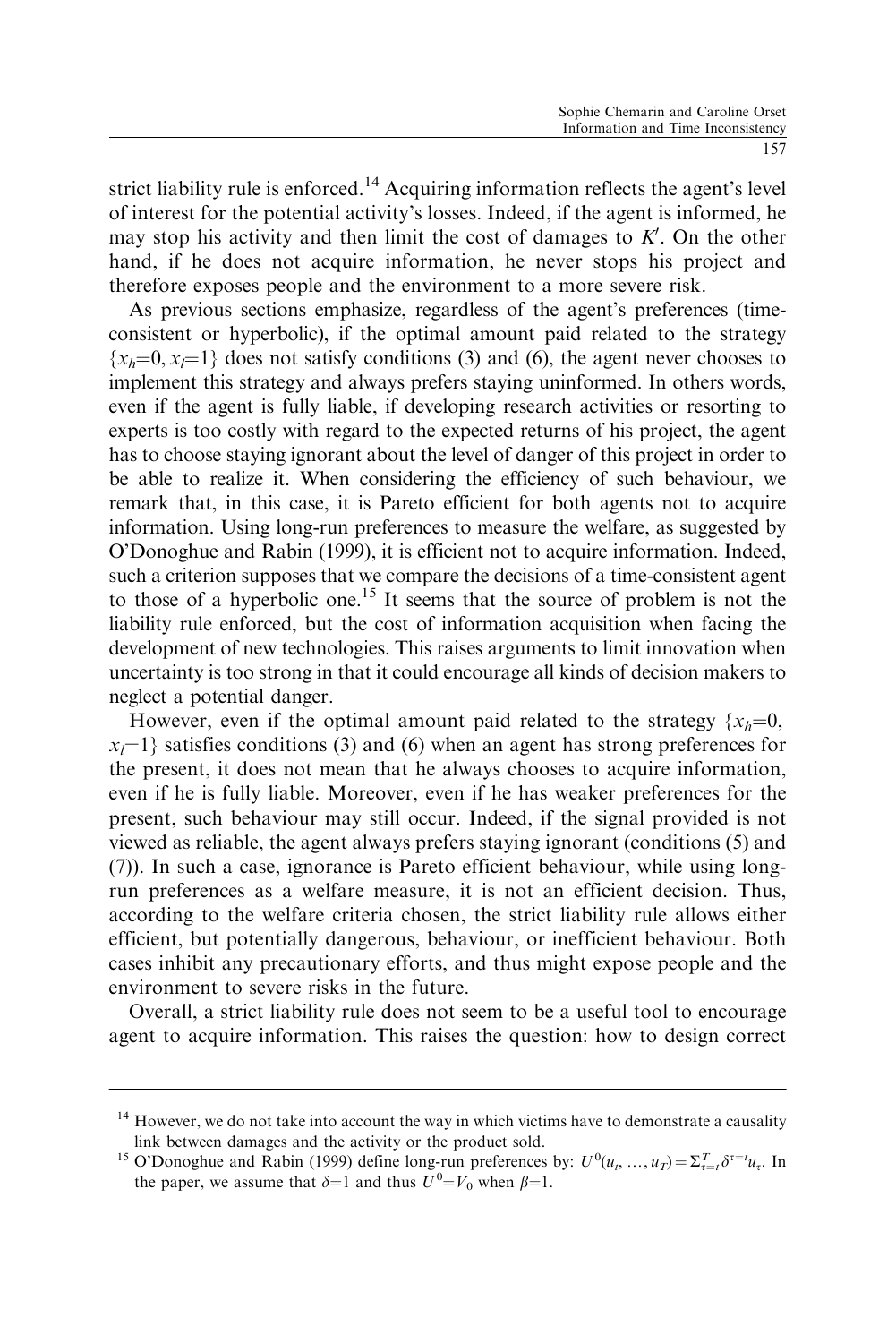strict liability rule is enforced.[14] Acquiring information reflects the agent's level of interest for the potential activity's losses. Indeed, if the agent is informed, he may stop his activity and then limit the cost of damages to $K'$. On the other hand, if he does not acquire information, he never stops his project and therefore exposes people and the environment to a more severe risk.

As previous sections emphasize, regardless of the agent's preferences (time-consistent or hyperbolic), if the optimal amount paid related to the strategy $\{x_h=0, x_l=1\}$ does not satisfy conditions (3) and (6), the agent never chooses to implement this strategy and always prefers staying uninformed. In others words, even if the agent is fully liable, if developing research activities or resorting to experts is too costly with regard to the expected returns of his project, the agent has to choose staying ignorant about the level of danger of this project in order to be able to realize it. When considering the efficiency of such behaviour, we remark that, in this case, it is Pareto efficient for both agents not to acquire information. Using long-run preferences to measure the welfare, as suggested by O'Donoghue and Rabin (1999), it is efficient not to acquire information. Indeed, such a criterion supposes that we compare the decisions of a time-consistent agent to those of a hyperbolic one.[15] It seems that the source of problem is not the liability rule enforced, but the cost of information acquisition when facing the development of new technologies. This raises arguments to limit innovation when uncertainty is too strong in that it could encourage all kinds of decision makers to neglect a potential danger.

However, even if the optimal amount paid related to the strategy $\{x_h=0, x_l=1\}$ satisfies conditions (3) and (6) when an agent has strong preferences for the present, it does not mean that he always chooses to acquire information, even if he is fully liable. Moreover, even if he has weaker preferences for the present, such behaviour may still occur. Indeed, if the signal provided is not viewed as reliable, the agent always prefers staying ignorant (conditions (5) and (7)). In such a case, ignorance is Pareto efficient behaviour, while using long-run preferences as a welfare measure, it is not an efficient decision. Thus, according to the welfare criteria chosen, the strict liability rule allows either efficient, but potentially dangerous, behaviour, or inefficient behaviour. Both cases inhibit any precautionary efforts, and thus might expose people and the environment to severe risks in the future.

Overall, a strict liability rule does not seem to be a useful tool to encourage agent to acquire information. This raises the question: how to design correct

---

[14] However, we do not take into account the way in which victims have to demonstrate a causality link between damages and the activity or the product sold.

[15] O'Donoghue and Rabin (1999) define long-run preferences by: $U^0(u_t, \ldots, u_T) = \Sigma_{\tau=t}^{T} \delta^{\tau-t} u_\tau$. In the paper, we assume that $\delta=1$ and thus $U^0 = V_0$ when $\beta=1$.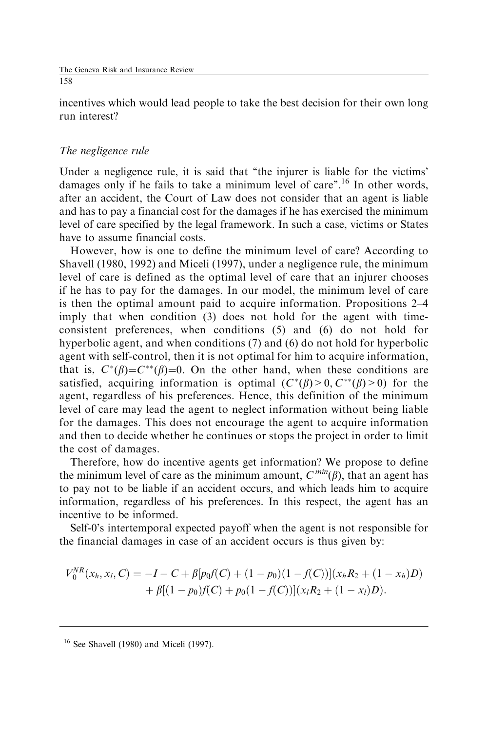incentives which would lead people to take the best decision for their own long run interest?

### *The negligence rule*

Under a negligence rule, it is said that "the injurer is liable for the victims' damages only if he fails to take a minimum level of care".[16] In other words, after an accident, the Court of Law does not consider that an agent is liable and has to pay a financial cost for the damages if he has exercised the minimum level of care specified by the legal framework. In such a case, victims or States have to assume financial costs.

However, how is one to define the minimum level of care? According to Shavell (1980, 1992) and Miceli (1997), under a negligence rule, the minimum level of care is defined as the optimal level of care that an injurer chooses if he has to pay for the damages. In our model, the minimum level of care is then the optimal amount paid to acquire information. Propositions 2–4 imply that when condition (3) does not hold for the agent with time-consistent preferences, when conditions (5) and (6) do not hold for hyperbolic agent, and when conditions (7) and (6) do not hold for hyperbolic agent with self-control, then it is not optimal for him to acquire information, that is, $C^{*}(\beta)=C^{**}(\beta)=0$. On the other hand, when these conditions are satisfied, acquiring information is optimal ($C^{*}(\beta)>0, C^{**}(\beta)>0$) for the agent, regardless of his preferences. Hence, this definition of the minimum level of care may lead the agent to neglect information without being liable for the damages. This does not encourage the agent to acquire information and then to decide whether he continues or stops the project in order to limit the cost of damages.

Therefore, how do incentive agents get information? We propose to define the minimum level of care as the minimum amount, $C^{min}(\beta)$, that an agent has to pay not to be liable if an accident occurs, and which leads him to acquire information, regardless of his preferences. In this respect, the agent has an incentive to be informed.

Self-0's intertemporal expected payoff when the agent is not responsible for the financial damages in case of an accident occurs is thus given by:

$$V_0^{NR}(x_h, x_l, C) = -I - C + \beta[p_0 f(C) + (1-p_0)(1-f(C))](x_h R_2 + (1-x_h)D) + \beta[(1-p_0)f(C) + p_0(1-f(C))](x_l R_2 + (1-x_l)D).$$

[16] See Shavell (1980) and Miceli (1997).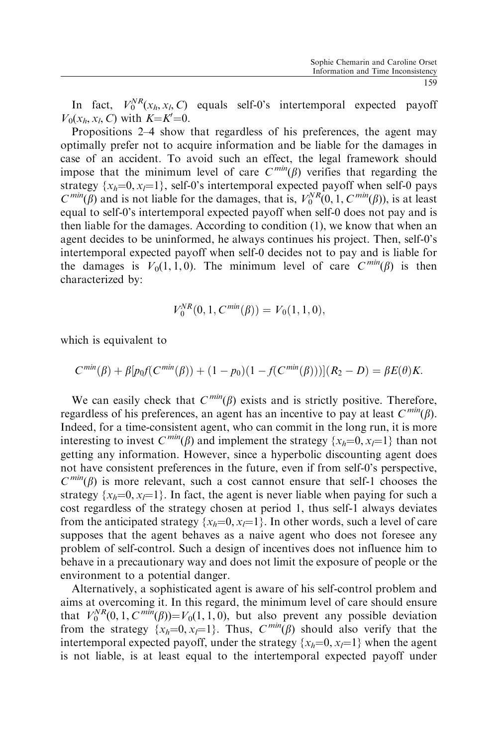In fact, $V_0^{NR}(x_h, x_l, C)$ equals self-0's intertemporal expected payoff $V_0(x_h, x_l, C)$ with $K=K'=0$.

Propositions 2–4 show that regardless of his preferences, the agent may optimally prefer not to acquire information and be liable for the damages in case of an accident. To avoid such an effect, the legal framework should impose that the minimum level of care $C^{min}(\beta)$ verifies that regarding the strategy $\{x_h=0, x_l=1\}$, self-0's intertemporal expected payoff when self-0 pays $C^{min}(\beta)$ and is not liable for the damages, that is, $V_0^{NR}(0, 1, C^{min}(\beta))$, is at least equal to self-0's intertemporal expected payoff when self-0 does not pay and is then liable for the damages. According to condition (1), we know that when an agent decides to be uninformed, he always continues his project. Then, self-0's intertemporal expected payoff when self-0 decides not to pay and is liable for the damages is $V_0(1, 1, 0)$. The minimum level of care $C^{min}(\beta)$ is then characterized by:

$$V_0^{NR}(0, 1, C^{min}(\beta)) = V_0(1, 1, 0),$$

which is equivalent to

$$C^{min}(\beta) + \beta[p_0 f(C^{min}(\beta)) + (1 - p_0)(1 - f(C^{min}(\beta)))](R_2 - D) = \beta E(\theta)K.$$

We can easily check that $C^{min}(\beta)$ exists and is strictly positive. Therefore, regardless of his preferences, an agent has an incentive to pay at least $C^{min}(\beta)$. Indeed, for a time-consistent agent, who can commit in the long run, it is more interesting to invest $C^{min}(\beta)$ and implement the strategy $\{x_h=0, x_l=1\}$ than not getting any information. However, since a hyperbolic discounting agent does not have consistent preferences in the future, even if from self-0's perspective, $C^{min}(\beta)$ is more relevant, such a cost cannot ensure that self-1 chooses the strategy $\{x_h=0, x_l=1\}$. In fact, the agent is never liable when paying for such a cost regardless of the strategy chosen at period 1, thus self-1 always deviates from the anticipated strategy $\{x_h=0, x_l=1\}$. In other words, such a level of care supposes that the agent behaves as a naive agent who does not foresee any problem of self-control. Such a design of incentives does not influence him to behave in a precautionary way and does not limit the exposure of people or the environment to a potential danger.

Alternatively, a sophisticated agent is aware of his self-control problem and aims at overcoming it. In this regard, the minimum level of care should ensure that $V_0^{NR}(0, 1, C^{min}(\beta)) = V_0(1, 1, 0)$, but also prevent any possible deviation from the strategy $\{x_h=0, x_l=1\}$. Thus, $C^{min}(\beta)$ should also verify that the intertemporal expected payoff, under the strategy $\{x_h=0, x_l=1\}$ when the agent is not liable, is at least equal to the intertemporal expected payoff under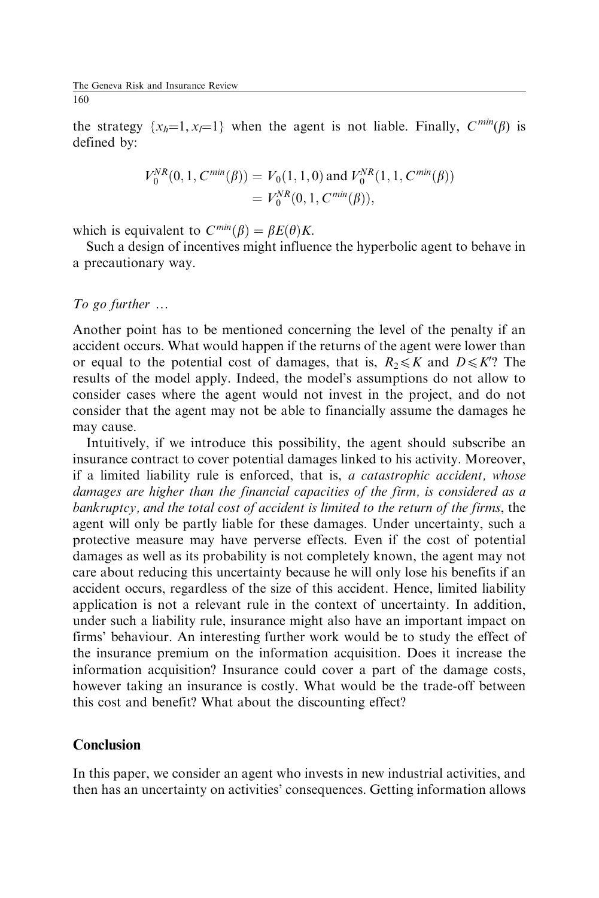the strategy $\{x_h=1, x_l=1\}$ when the agent is not liable. Finally, $C^{min}(\beta)$ is defined by:

$$V_0^{NR}(0, 1, C^{min}(\beta)) = V_0(1, 1, 0) \text{ and } V_0^{NR}(1, 1, C^{min}(\beta)) = V_0^{NR}(0, 1, C^{min}(\beta)),$$

which is equivalent to $C^{min}(\beta) = \beta E(\theta)K$.

Such a design of incentives might influence the hyperbolic agent to behave in a precautionary way.

*To go further …*

Another point has to be mentioned concerning the level of the penalty if an accident occurs. What would happen if the returns of the agent were lower than or equal to the potential cost of damages, that is, $R_2 \leqslant K$ and $D \leqslant K'$? The results of the model apply. Indeed, the model's assumptions do not allow to consider cases where the agent would not invest in the project, and do not consider that the agent may not be able to financially assume the damages he may cause.

Intuitively, if we introduce this possibility, the agent should subscribe an insurance contract to cover potential damages linked to his activity. Moreover, if a limited liability rule is enforced, that is, *a catastrophic accident, whose damages are higher than the financial capacities of the firm, is considered as a bankruptcy, and the total cost of accident is limited to the return of the firms*, the agent will only be partly liable for these damages. Under uncertainty, such a protective measure may have perverse effects. Even if the cost of potential damages as well as its probability is not completely known, the agent may not care about reducing this uncertainty because he will only lose his benefits if an accident occurs, regardless of the size of this accident. Hence, limited liability application is not a relevant rule in the context of uncertainty. In addition, under such a liability rule, insurance might also have an important impact on firms' behaviour. An interesting further work would be to study the effect of the insurance premium on the information acquisition. Does it increase the information acquisition? Insurance could cover a part of the damage costs, however taking an insurance is costly. What would be the trade-off between this cost and benefit? What about the discounting effect?

## Conclusion

In this paper, we consider an agent who invests in new industrial activities, and then has an uncertainty on activities' consequences. Getting information allows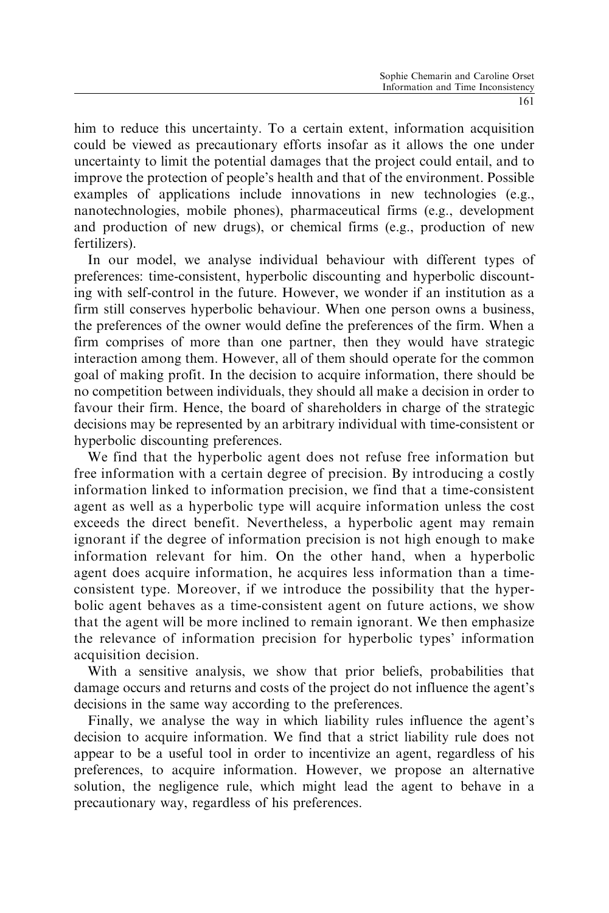him to reduce this uncertainty. To a certain extent, information acquisition could be viewed as precautionary efforts insofar as it allows the one under uncertainty to limit the potential damages that the project could entail, and to improve the protection of people's health and that of the environment. Possible examples of applications include innovations in new technologies (e.g., nanotechnologies, mobile phones), pharmaceutical firms (e.g., development and production of new drugs), or chemical firms (e.g., production of new fertilizers).

In our model, we analyse individual behaviour with different types of preferences: time-consistent, hyperbolic discounting and hyperbolic discounting with self-control in the future. However, we wonder if an institution as a firm still conserves hyperbolic behaviour. When one person owns a business, the preferences of the owner would define the preferences of the firm. When a firm comprises of more than one partner, then they would have strategic interaction among them. However, all of them should operate for the common goal of making profit. In the decision to acquire information, there should be no competition between individuals, they should all make a decision in order to favour their firm. Hence, the board of shareholders in charge of the strategic decisions may be represented by an arbitrary individual with time-consistent or hyperbolic discounting preferences.

We find that the hyperbolic agent does not refuse free information but free information with a certain degree of precision. By introducing a costly information linked to information precision, we find that a time-consistent agent as well as a hyperbolic type will acquire information unless the cost exceeds the direct benefit. Nevertheless, a hyperbolic agent may remain ignorant if the degree of information precision is not high enough to make information relevant for him. On the other hand, when a hyperbolic agent does acquire information, he acquires less information than a time-consistent type. Moreover, if we introduce the possibility that the hyperbolic agent behaves as a time-consistent agent on future actions, we show that the agent will be more inclined to remain ignorant. We then emphasize the relevance of information precision for hyperbolic types' information acquisition decision.

With a sensitive analysis, we show that prior beliefs, probabilities that damage occurs and returns and costs of the project do not influence the agent's decisions in the same way according to the preferences.

Finally, we analyse the way in which liability rules influence the agent's decision to acquire information. We find that a strict liability rule does not appear to be a useful tool in order to incentivize an agent, regardless of his preferences, to acquire information. However, we propose an alternative solution, the negligence rule, which might lead the agent to behave in a precautionary way, regardless of his preferences.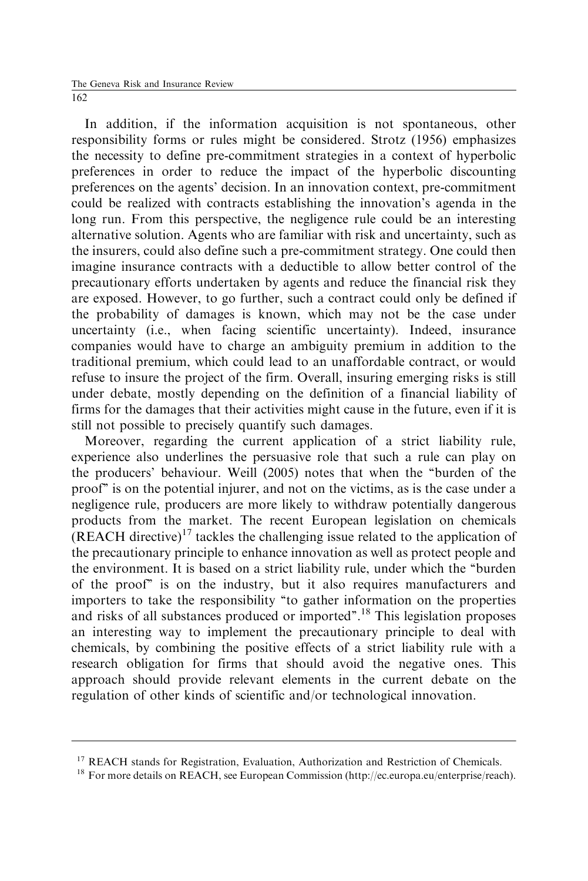In addition, if the information acquisition is not spontaneous, other responsibility forms or rules might be considered. Strotz (1956) emphasizes the necessity to define pre-commitment strategies in a context of hyperbolic preferences in order to reduce the impact of the hyperbolic discounting preferences on the agents' decision. In an innovation context, pre-commitment could be realized with contracts establishing the innovation's agenda in the long run. From this perspective, the negligence rule could be an interesting alternative solution. Agents who are familiar with risk and uncertainty, such as the insurers, could also define such a pre-commitment strategy. One could then imagine insurance contracts with a deductible to allow better control of the precautionary efforts undertaken by agents and reduce the financial risk they are exposed. However, to go further, such a contract could only be defined if the probability of damages is known, which may not be the case under uncertainty (i.e., when facing scientific uncertainty). Indeed, insurance companies would have to charge an ambiguity premium in addition to the traditional premium, which could lead to an unaffordable contract, or would refuse to insure the project of the firm. Overall, insuring emerging risks is still under debate, mostly depending on the definition of a financial liability of firms for the damages that their activities might cause in the future, even if it is still not possible to precisely quantify such damages.

Moreover, regarding the current application of a strict liability rule, experience also underlines the persuasive role that such a rule can play on the producers' behaviour. Weill (2005) notes that when the "burden of the proof" is on the potential injurer, and not on the victims, as is the case under a negligence rule, producers are more likely to withdraw potentially dangerous products from the market. The recent European legislation on chemicals (REACH directive)[17] tackles the challenging issue related to the application of the precautionary principle to enhance innovation as well as protect people and the environment. It is based on a strict liability rule, under which the "burden of the proof" is on the industry, but it also requires manufacturers and importers to take the responsibility "to gather information on the properties and risks of all substances produced or imported".[18] This legislation proposes an interesting way to implement the precautionary principle to deal with chemicals, by combining the positive effects of a strict liability rule with a research obligation for firms that should avoid the negative ones. This approach should provide relevant elements in the current debate on the regulation of other kinds of scientific and/or technological innovation.

[17] REACH stands for Registration, Evaluation, Authorization and Restriction of Chemicals.

[18] For more details on REACH, see European Commission (http://ec.europa.eu/enterprise/reach).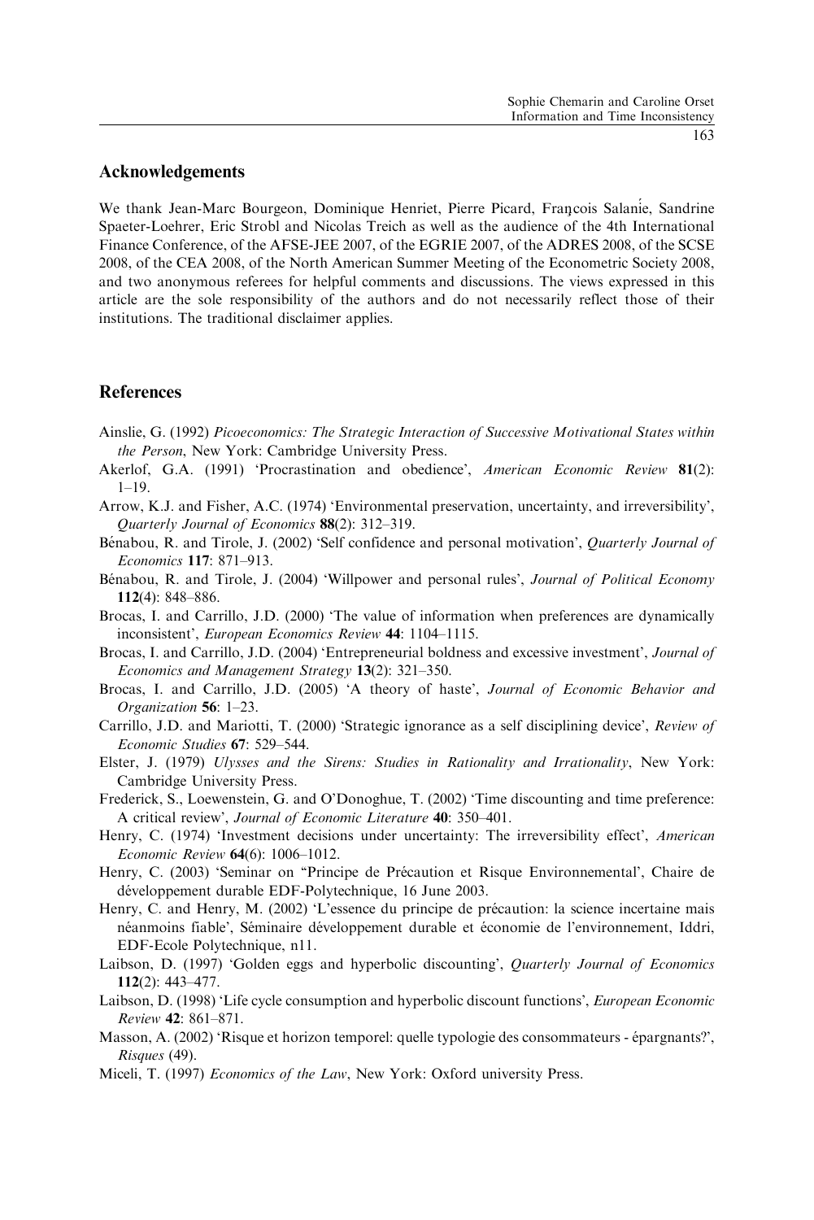## Acknowledgements

We thank Jean-Marc Bourgeon, Dominique Henriet, Pierre Picard, François Salanié, Sandrine Spaeter-Loehrer, Eric Strobl and Nicolas Treich as well as the audience of the 4th International Finance Conference, of the AFSE-JEE 2007, of the EGRIE 2007, of the ADRES 2008, of the SCSE 2008, of the CEA 2008, of the North American Summer Meeting of the Econometric Society 2008, and two anonymous referees for helpful comments and discussions. The views expressed in this article are the sole responsibility of the authors and do not necessarily reflect those of their institutions. The traditional disclaimer applies.

## References

Ainslie, G. (1992) *Picoeconomics: The Strategic Interaction of Successive Motivational States within the Person*, New York: Cambridge University Press.

Akerlof, G.A. (1991) 'Procrastination and obedience', *American Economic Review* **81**(2): 1–19.

Arrow, K.J. and Fisher, A.C. (1974) 'Environmental preservation, uncertainty, and irreversibility', *Quarterly Journal of Economics* **88**(2): 312–319.

Bénabou, R. and Tirole, J. (2002) 'Self confidence and personal motivation', *Quarterly Journal of Economics* **117**: 871–913.

Bénabou, R. and Tirole, J. (2004) 'Willpower and personal rules', *Journal of Political Economy* **112**(4): 848–886.

Brocas, I. and Carrillo, J.D. (2000) 'The value of information when preferences are dynamically inconsistent', *European Economics Review* **44**: 1104–1115.

Brocas, I. and Carrillo, J.D. (2004) 'Entrepreneurial boldness and excessive investment', *Journal of Economics and Management Strategy* **13**(2): 321–350.

Brocas, I. and Carrillo, J.D. (2005) 'A theory of haste', *Journal of Economic Behavior and Organization* **56**: 1–23.

Carrillo, J.D. and Mariotti, T. (2000) 'Strategic ignorance as a self disciplining device', *Review of Economic Studies* **67**: 529–544.

Elster, J. (1979) *Ulysses and the Sirens: Studies in Rationality and Irrationality*, New York: Cambridge University Press.

Frederick, S., Loewenstein, G. and O'Donoghue, T. (2002) 'Time discounting and time preference: A critical review', *Journal of Economic Literature* **40**: 350–401.

Henry, C. (1974) 'Investment decisions under uncertainty: The irreversibility effect', *American Economic Review* **64**(6): 1006–1012.

Henry, C. (2003) 'Seminar on "Principe de Précaution et Risque Environnemental', Chaire de développement durable EDF-Polytechnique, 16 June 2003.

Henry, C. and Henry, M. (2002) 'L'essence du principe de précaution: la science incertaine mais néanmoins fiable', Séminaire développement durable et économie de l'environnement, Iddri, EDF-Ecole Polytechnique, n11.

Laibson, D. (1997) 'Golden eggs and hyperbolic discounting', *Quarterly Journal of Economics* **112**(2): 443–477.

Laibson, D. (1998) 'Life cycle consumption and hyperbolic discount functions', *European Economic Review* **42**: 861–871.

Masson, A. (2002) 'Risque et horizon temporel: quelle typologie des consommateurs - épargnants?', *Risques* (49).

Miceli, T. (1997) *Economics of the Law*, New York: Oxford university Press.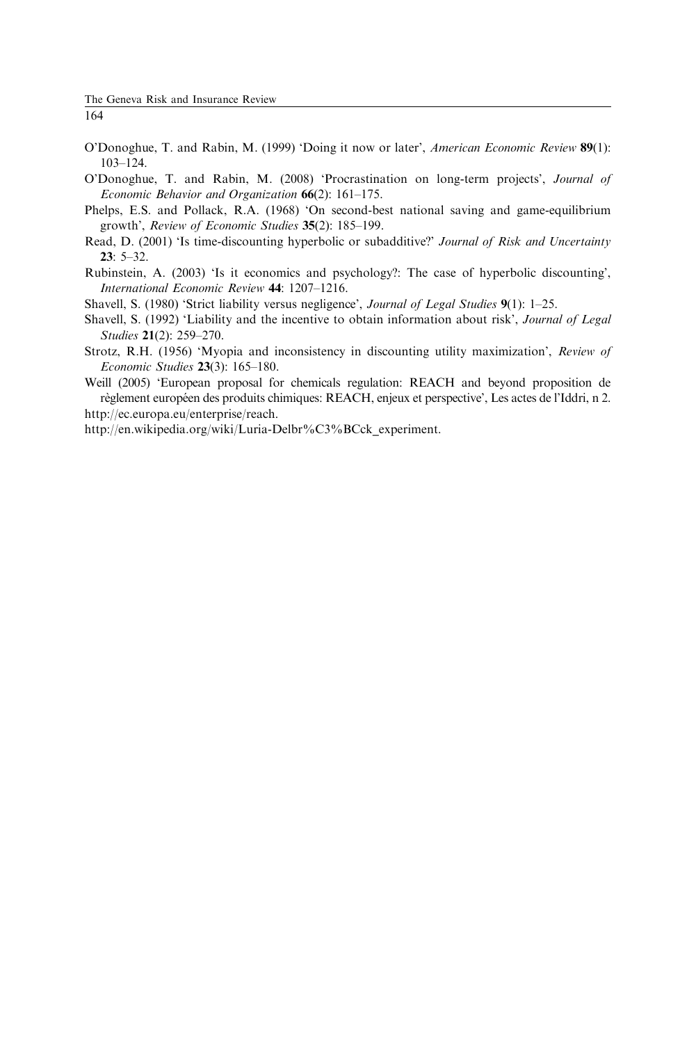O'Donoghue, T. and Rabin, M. (1999) 'Doing it now or later', *American Economic Review* **89**(1): 103–124.

O'Donoghue, T. and Rabin, M. (2008) 'Procrastination on long-term projects', *Journal of Economic Behavior and Organization* **66**(2): 161–175.

Phelps, E.S. and Pollack, R.A. (1968) 'On second-best national saving and game-equilibrium growth', *Review of Economic Studies* **35**(2): 185–199.

Read, D. (2001) 'Is time-discounting hyperbolic or subadditive?' *Journal of Risk and Uncertainty* **23**: 5–32.

Rubinstein, A. (2003) 'Is it economics and psychology?: The case of hyperbolic discounting', *International Economic Review* **44**: 1207–1216.

Shavell, S. (1980) 'Strict liability versus negligence', *Journal of Legal Studies* **9**(1): 1–25.

Shavell, S. (1992) 'Liability and the incentive to obtain information about risk', *Journal of Legal Studies* **21**(2): 259–270.

Strotz, R.H. (1956) 'Myopia and inconsistency in discounting utility maximization', *Review of Economic Studies* **23**(3): 165–180.

Weill (2005) 'European proposal for chemicals regulation: REACH and beyond proposition de règlement européen des produits chimiques: REACH, enjeux et perspective', Les actes de l'Iddri, n 2.

http://ec.europa.eu/enterprise/reach.

http://en.wikipedia.org/wiki/Luria-Delbr%C3%BCck_experiment.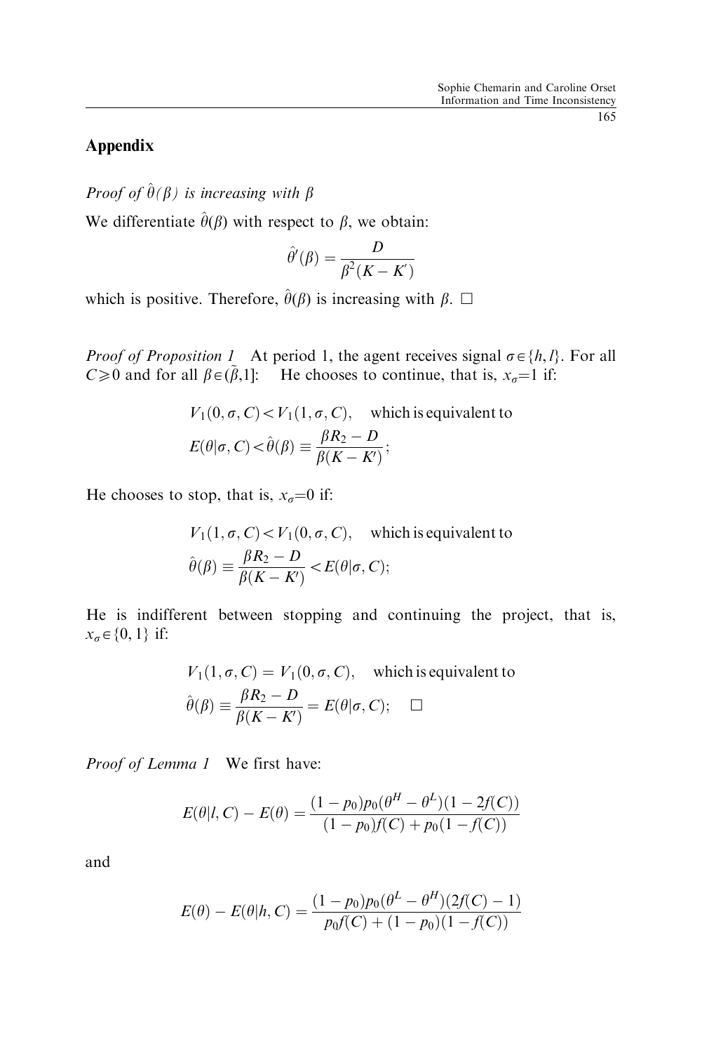## Appendix

*Proof of $\hat{\theta}(\beta)$ is increasing with $\beta$*

We differentiate $\hat{\theta}(\beta)$ with respect to $\beta$, we obtain:

$$\hat{\theta}'(\beta) = \frac{D}{\beta^2(K - K')}$$

which is positive. Therefore, $\hat{\theta}(\beta)$ is increasing with $\beta$. □

*Proof of Proposition 1* At period 1, the agent receives signal $\sigma \in \{h, l\}$. For all $C \geqslant 0$ and for all $\beta \in (\tilde{\beta}, 1]$: He chooses to continue, that is, $x_\sigma = 1$ if:

$$V_1(0, \sigma, C) < V_1(1, \sigma, C), \quad \text{which is equivalent to}$$
$$E(\theta|\sigma, C) < \hat{\theta}(\beta) \equiv \frac{\beta R_2 - D}{\beta(K - K')};$$

He chooses to stop, that is, $x_\sigma = 0$ if:

$$V_1(1, \sigma, C) < V_1(0, \sigma, C), \quad \text{which is equivalent to}$$
$$\hat{\theta}(\beta) \equiv \frac{\beta R_2 - D}{\beta(K - K')} < E(\theta|\sigma, C);$$

He is indifferent between stopping and continuing the project, that is, $x_\sigma \in \{0, 1\}$ if:

$$V_1(1, \sigma, C) = V_1(0, \sigma, C), \quad \text{which is equivalent to}$$
$$\hat{\theta}(\beta) \equiv \frac{\beta R_2 - D}{\beta(K - K')} = E(\theta|\sigma, C); \quad \square$$

*Proof of Lemma 1* We first have:

$$E(\theta|l, C) - E(\theta) = \frac{(1 - p_0)p_0(\theta^H - \theta^L)(1 - 2f(C))}{(1 - p_0)f(C) + p_0(1 - f(C))}$$

and

$$E(\theta) - E(\theta|h, C) = \frac{(1 - p_0)p_0(\theta^L - \theta^H)(2f(C) - 1)}{p_0 f(C) + (1 - p_0)(1 - f(C))}$$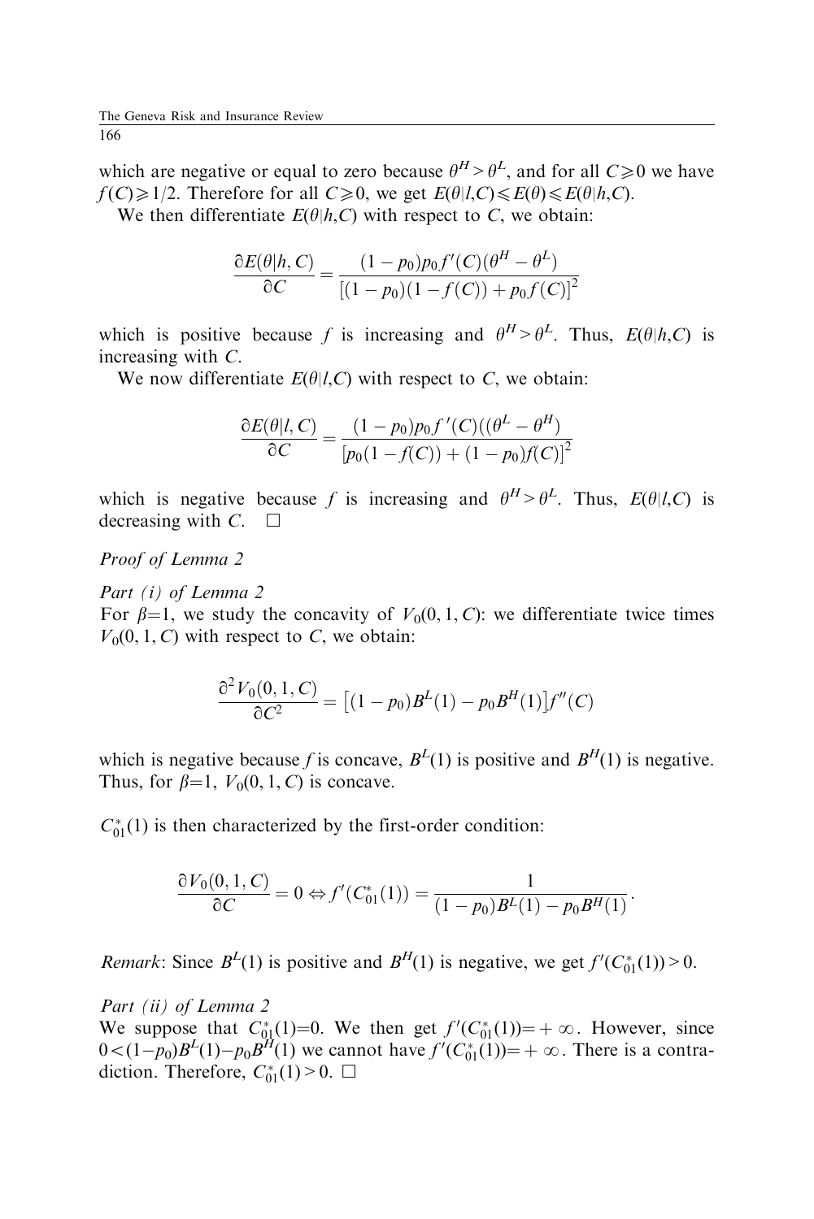which are negative or equal to zero because $\theta^H > \theta^L$, and for all $C \geqslant 0$ we have $f(C) \geqslant 1/2$. Therefore for all $C \geqslant 0$, we get $E(\theta|l,C) \leqslant E(\theta) \leqslant E(\theta|h,C)$.

We then differentiate $E(\theta|h,C)$ with respect to $C$, we obtain:

$$\frac{\partial E(\theta|h,C)}{\partial C} = \frac{(1-p_0)p_0 f'(C)(\theta^H - \theta^L)}{[(1-p_0)(1-f(C)) + p_0 f(C)]^2}$$

which is positive because $f$ is increasing and $\theta^H > \theta^L$. Thus, $E(\theta|h,C)$ is increasing with $C$.

We now differentiate $E(\theta|l,C)$ with respect to $C$, we obtain:

$$\frac{\partial E(\theta|l,C)}{\partial C} = \frac{(1-p_0)p_0 f'(C)((\theta^L - \theta^H)}{[p_0(1-f(C)) + (1-p_0)f(C)]^2}$$

which is negative because $f$ is increasing and $\theta^H > \theta^L$. Thus, $E(\theta|l,C)$ is decreasing with $C$. □

*Proof of Lemma 2*

*Part (i) of Lemma 2*

For $\beta$=1, we study the concavity of $V_0(0,1,C)$: we differentiate twice times $V_0(0,1,C)$ with respect to $C$, we obtain:

$$\frac{\partial^2 V_0(0,1,C)}{\partial C^2} = \left[(1-p_0)B^L(1) - p_0 B^H(1)\right]f''(C)$$

which is negative because $f$ is concave, $B^L(1)$ is positive and $B^H(1)$ is negative. Thus, for $\beta$=1, $V_0(0,1,C)$ is concave.

$C^*_{01}(1)$ is then characterized by the first-order condition:

$$\frac{\partial V_0(0,1,C)}{\partial C} = 0 \Leftrightarrow f'(C^*_{01}(1)) = \frac{1}{(1-p_0)B^L(1) - p_0 B^H(1)}.$$

*Remark*: Since $B^L(1)$ is positive and $B^H(1)$ is negative, we get $f'(C^*_{01}(1)) > 0$.

*Part (ii) of Lemma 2*

We suppose that $C^*_{01}(1)$=0. We then get $f'(C^*_{01}(1)) = +\infty$. However, since $0 < (1-p_0)B^L(1) - p_0 B^H(1)$ we cannot have $f'(C^*_{01}(1)) = +\infty$. There is a contradiction. Therefore, $C^*_{01}(1) > 0$. □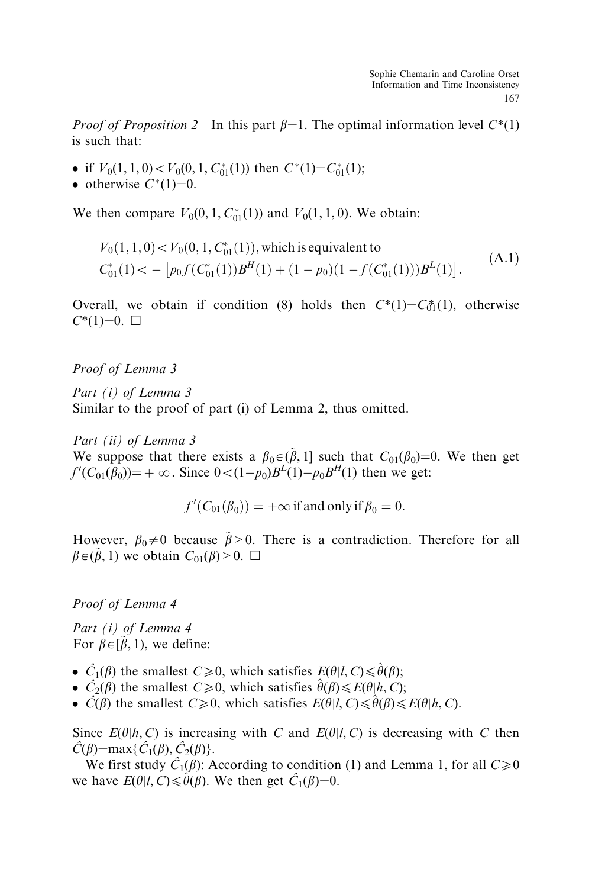*Proof of Proposition 2* In this part $\beta=1$. The optimal information level $C^*(1)$ is such that:

- if $V_0(1,1,0) < V_0(0,1,C_{01}^*(1))$ then $C^*(1)=C_{01}^*(1)$;
- otherwise $C^*(1)=0$.

We then compare $V_0(0,1,C_{01}^*(1))$ and $V_0(1,1,0)$. We obtain:

$$
\begin{aligned}
&V_0(1,1,0) < V_0(0,1,C_{01}^*(1)), \text{which is equivalent to} \\
&C_{01}^*(1) < -\left[p_0 f(C_{01}^*(1))B^H(1) + (1-p_0)(1-f(C_{01}^*(1)))B^L(1)\right].
\end{aligned}
\tag{A.1}
$$

Overall, we obtain if condition (8) holds then $C^*(1)=C_{01}^*(1)$, otherwise $C^*(1)=0$. □

*Proof of Lemma 3*

*Part (i) of Lemma 3*
Similar to the proof of part (i) of Lemma 2, thus omitted.

*Part (ii) of Lemma 3*
We suppose that there exists a $\beta_0 \in (\tilde{\beta}, 1]$ such that $C_{01}(\beta_0)=0$. We then get $f'(C_{01}(\beta_0))=+\infty$. Since $0<(1-p_0)B^L(1)-p_0 B^H(1)$ then we get:

$$
f'(C_{01}(\beta_0)) = +\infty \text{ if and only if } \beta_0 = 0.
$$

However, $\beta_0 \neq 0$ because $\tilde{\beta} > 0$. There is a contradiction. Therefore for all $\beta \in (\tilde{\beta}, 1)$ we obtain $C_{01}(\beta) > 0$. □

*Proof of Lemma 4*

*Part (i) of Lemma 4*
For $\beta \in [\tilde{\beta}, 1)$, we define:

- $\hat{C}_1(\beta)$ the smallest $C \geqslant 0$, which satisfies $E(\theta|l,C) \leqslant \hat{\theta}(\beta)$;
- $\hat{C}_2(\beta)$ the smallest $C \geqslant 0$, which satisfies $\hat{\theta}(\beta) \leqslant E(\theta|h,C)$;
- $\hat{C}(\beta)$ the smallest $C \geqslant 0$, which satisfies $E(\theta|l,C) \leqslant \hat{\theta}(\beta) \leqslant E(\theta|h,C)$.

Since $E(\theta|h,C)$ is increasing with $C$ and $E(\theta|l,C)$ is decreasing with $C$ then $\hat{C}(\beta)=\max\{\hat{C}_1(\beta), \hat{C}_2(\beta)\}$.

We first study $\hat{C}_1(\beta)$: According to condition (1) and Lemma 1, for all $C \geqslant 0$ we have $E(\theta|l,C) \leqslant \hat{\theta}(\beta)$. We then get $\hat{C}_1(\beta)=0$.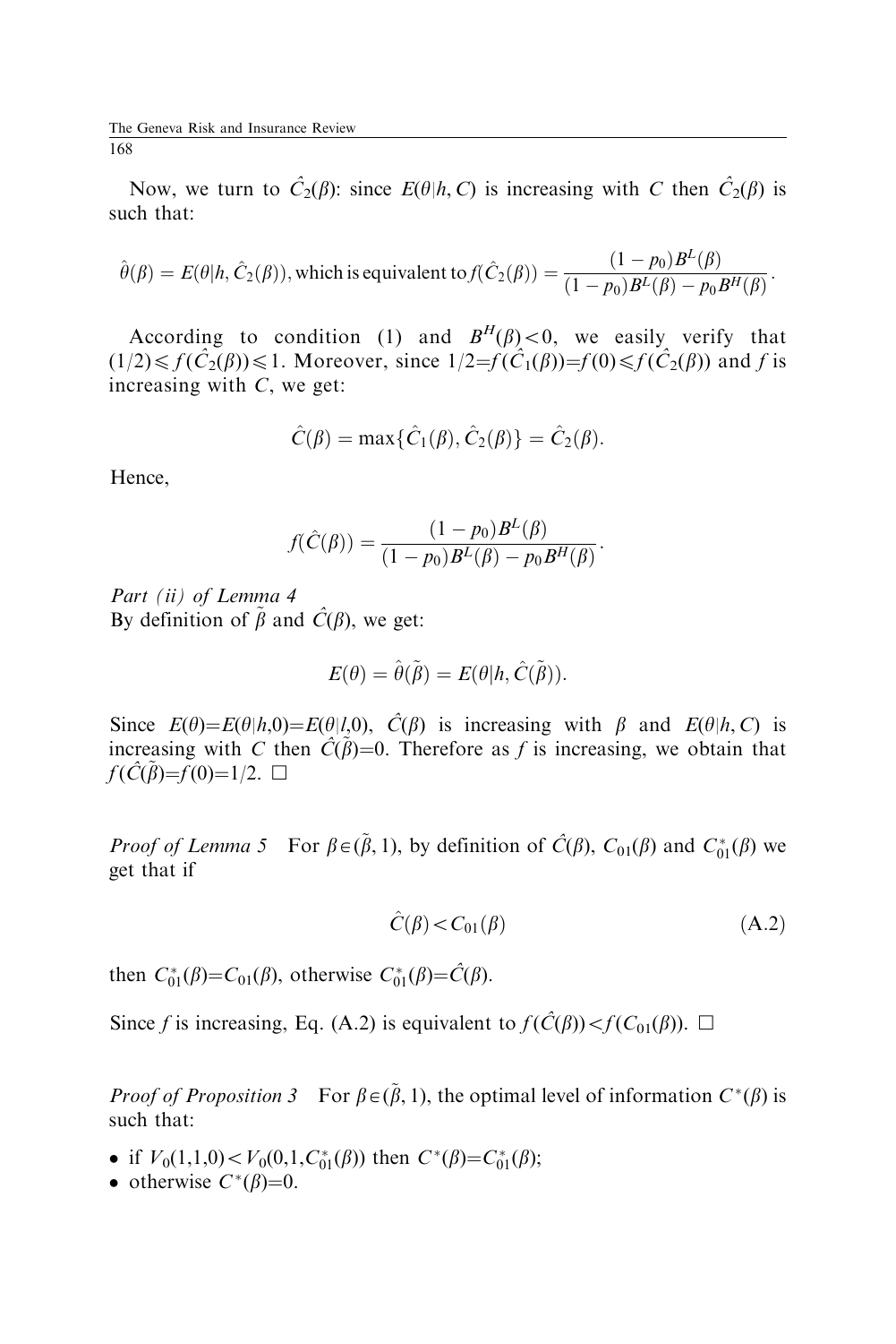Now, we turn to $\hat{C}_2(\beta)$: since $E(\theta|h, C)$ is increasing with $C$ then $\hat{C}_2(\beta)$ is such that:

$$\hat{\theta}(\beta) = E(\theta|h, \hat{C}_2(\beta)), \text{which is equivalent to} f(\hat{C}_2(\beta)) = \frac{(1-p_0)B^L(\beta)}{(1-p_0)B^L(\beta) - p_0 B^H(\beta)}.$$

According to condition (1) and $B^H(\beta) < 0$, we easily verify that $(1/2) \leqslant f(\hat{C}_2(\beta)) \leqslant 1$. Moreover, since $1/2 = f(\hat{C}_1(\beta)) = f(0) \leqslant f(\hat{C}_2(\beta))$ and $f$ is increasing with $C$, we get:

$$\hat{C}(\beta) = \max\{\hat{C}_1(\beta), \hat{C}_2(\beta)\} = \hat{C}_2(\beta).$$

Hence,

$$f(\hat{C}(\beta)) = \frac{(1-p_0)B^L(\beta)}{(1-p_0)B^L(\beta) - p_0 B^H(\beta)}.$$

*Part (ii) of Lemma 4*
By definition of $\tilde{\beta}$ and $\hat{C}(\beta)$, we get:

$$E(\theta) = \hat{\theta}(\tilde{\beta}) = E(\theta|h, \hat{C}(\tilde{\beta})).$$

Since $E(\theta) = E(\theta|h, 0) = E(\theta|l, 0)$, $\hat{C}(\beta)$ is increasing with $\beta$ and $E(\theta|h, C)$ is increasing with $C$ then $\hat{C}(\tilde{\beta}) = 0$. Therefore as $f$ is increasing, we obtain that $f(\hat{C}(\tilde{\beta}) = f(0) = 1/2$. □

*Proof of Lemma 5* For $\beta \in (\tilde{\beta}, 1)$, by definition of $\hat{C}(\beta)$, $C_{01}(\beta)$ and $C^*_{01}(\beta)$ we get that if

$$\hat{C}(\beta) < C_{01}(\beta) \tag{A.2}$$

then $C^*_{01}(\beta) = C_{01}(\beta)$, otherwise $C^*_{01}(\beta) = \hat{C}(\beta)$.

Since $f$ is increasing, Eq. (A.2) is equivalent to $f(\hat{C}(\beta)) < f(C_{01}(\beta))$. □

*Proof of Proposition 3* For $\beta \in (\tilde{\beta}, 1)$, the optimal level of information $C^*(\beta)$ is such that:

- if $V_0(1,1,0) < V_0(0,1,C^*_{01}(\beta))$ then $C^*(\beta) = C^*_{01}(\beta)$;
- otherwise $C^*(\beta) = 0$.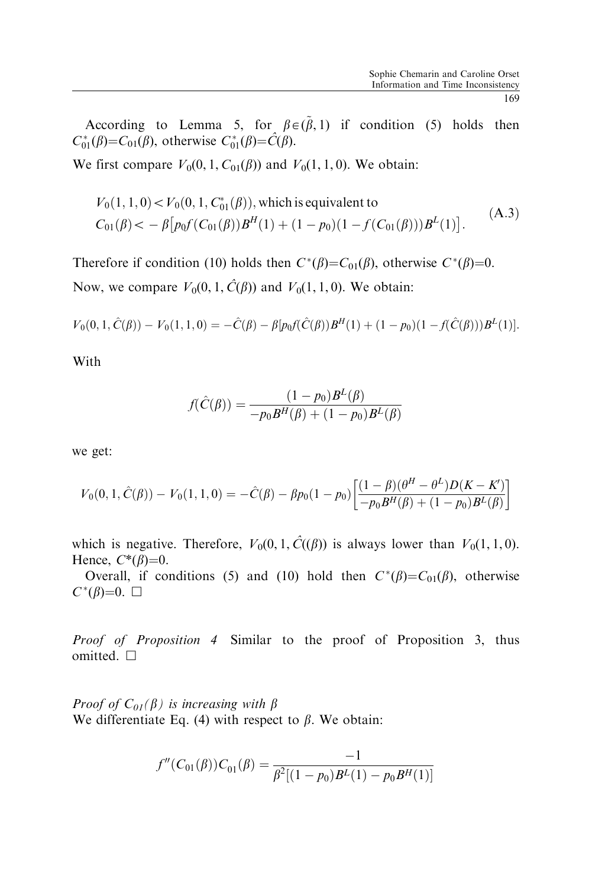According to Lemma 5, for $\beta \in (\tilde{\beta}, 1)$ if condition (5) holds then $C^*_{01}(\beta) = C_{01}(\beta)$, otherwise $C^*_{01}(\beta) = \hat{C}(\beta)$.

We first compare $V_0(0, 1, C_{01}(\beta))$ and $V_0(1, 1, 0)$. We obtain:

$$
\begin{aligned}
&V_0(1,1,0) < V_0(0,1,C^*_{01}(\beta)), \text{which is equivalent to} \\
&C_{01}(\beta) < -\beta\left[p_0 f(C_{01}(\beta))B^H(1) + (1-p_0)(1-f(C_{01}(\beta)))B^L(1)\right].
\end{aligned}
\tag{A.3}
$$

Therefore if condition (10) holds then $C^*(\beta) = C_{01}(\beta)$, otherwise $C^*(\beta) = 0$.

Now, we compare $V_0(0, 1, \hat{C}(\beta))$ and $V_0(1, 1, 0)$. We obtain:

$$
V_0(0,1,\hat{C}(\beta)) - V_0(1,1,0) = -\hat{C}(\beta) - \beta[p_0 f(\hat{C}(\beta))B^H(1) + (1-p_0)(1-f(\hat{C}(\beta)))B^L(1)].
$$

With

$$
f(\hat{C}(\beta)) = \frac{(1-p_0)B^L(\beta)}{-p_0 B^H(\beta) + (1-p_0)B^L(\beta)}
$$

we get:

$$
V_0(0,1,\hat{C}(\beta)) - V_0(1,1,0) = -\hat{C}(\beta) - \beta p_0(1-p_0)\left[\frac{(1-\beta)(\theta^H - \theta^L)D(K-K')}{-p_0 B^H(\beta) + (1-p_0)B^L(\beta)}\right]
$$

which is negative. Therefore, $V_0(0, 1, \hat{C}((\beta))$ is always lower than $V_0(1, 1, 0)$. Hence, $C^*(\beta) = 0$.

Overall, if conditions (5) and (10) hold then $C^*(\beta) = C_{01}(\beta)$, otherwise $C^*(\beta) = 0$. □

*Proof of Proposition 4* Similar to the proof of Proposition 3, thus omitted. □

*Proof of $C_{01}(\beta)$ is increasing with $\beta$*

We differentiate Eq. (4) with respect to $\beta$. We obtain:

$$
f''(C_{01}(\beta))C_{01}(\beta) = \frac{-1}{\beta^2[(1-p_0)B^L(1) - p_0 B^H(1)]}
$$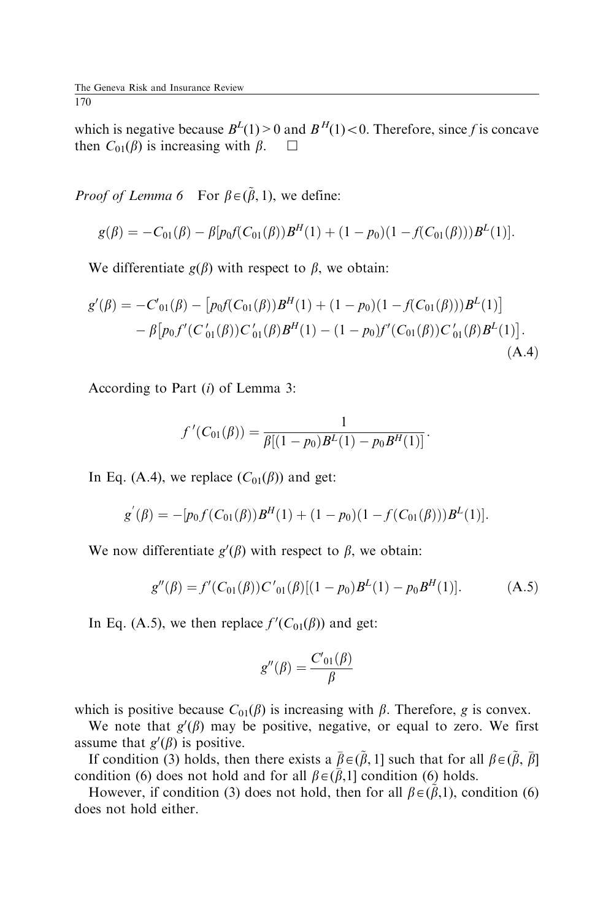which is negative because $B^L(1) > 0$ and $B^H(1) < 0$. Therefore, since $f$ is concave then $C_{01}(\beta)$ is increasing with $\beta$. $\square$

*Proof of Lemma 6* For $\beta \in (\tilde{\beta}, 1)$, we define:

$$g(\beta) = -C_{01}(\beta) - \beta[p_0 f(C_{01}(\beta))B^H(1) + (1-p_0)(1-f(C_{01}(\beta)))B^L(1)].$$

We differentiate $g(\beta)$ with respect to $\beta$, we obtain:

$$g'(\beta) = -C'_{01}(\beta) - \left[p_0 f(C_{01}(\beta))B^H(1) + (1-p_0)(1-f(C_{01}(\beta)))B^L(1)\right] - \beta\left[p_0 f'(C'_{01}(\beta))C'_{01}(\beta)B^H(1) - (1-p_0)f'(C_{01}(\beta))C'_{01}(\beta)B^L(1)\right]. \tag{A.4}$$

According to Part (*i*) of Lemma 3:

$$f'(C_{01}(\beta)) = \frac{1}{\beta[(1-p_0)B^L(1) - p_0 B^H(1)]}.$$

In Eq. (A.4), we replace $(C_{01}(\beta))$ and get:

$$g'(\beta) = -[p_0 f(C_{01}(\beta))B^H(1) + (1-p_0)(1-f(C_{01}(\beta)))B^L(1)].$$

We now differentiate $g'(\beta)$ with respect to $\beta$, we obtain:

$$g''(\beta) = f'(C_{01}(\beta))C'_{01}(\beta)[(1-p_0)B^L(1) - p_0 B^H(1)]. \tag{A.5}$$

In Eq. (A.5), we then replace $f'(C_{01}(\beta))$ and get:

$$g''(\beta) = \frac{C'_{01}(\beta)}{\beta}$$

which is positive because $C_{01}(\beta)$ is increasing with $\beta$. Therefore, $g$ is convex.

We note that $g'(\beta)$ may be positive, negative, or equal to zero. We first assume that $g'(\beta)$ is positive.

If condition (3) holds, then there exists a $\bar{\beta} \in (\tilde{\beta}, 1]$ such that for all $\beta \in (\tilde{\beta}, \bar{\beta}]$ condition (6) does not hold and for all $\beta \in (\bar{\beta}, 1]$ condition (6) holds.

However, if condition (3) does not hold, then for all $\beta \in (\tilde{\beta}, 1)$, condition (6) does not hold either.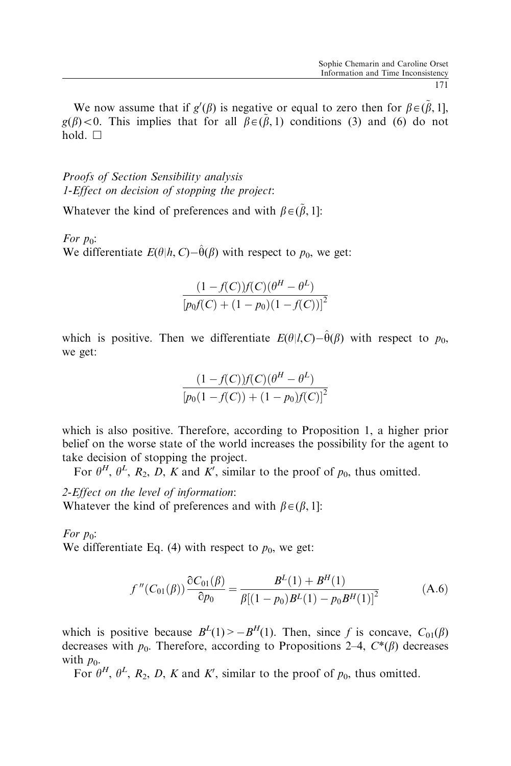We now assume that if $g'(\beta)$ is negative or equal to zero then for $\beta \in (\tilde{\beta}, 1]$, $g(\beta) < 0$. This implies that for all $\beta \in (\tilde{\beta}, 1)$ conditions (3) and (6) do not hold. □

*Proofs of Section Sensibility analysis*
*1-Effect on decision of stopping the project*:

Whatever the kind of preferences and with $\beta \in (\tilde{\beta}, 1]$:

*For $p_0$*:
We differentiate $E(\theta|h, C) - \hat{\theta}(\beta)$ with respect to $p_0$, we get:

$$\frac{(1 - f(C))f(C)(\theta^H - \theta^L)}{[p_0 f(C) + (1 - p_0)(1 - f(C))]^2}$$

which is positive. Then we differentiate $E(\theta|l, C) - \hat{\theta}(\beta)$ with respect to $p_0$, we get:

$$\frac{(1 - f(C))f(C)(\theta^H - \theta^L)}{[p_0(1 - f(C)) + (1 - p_0)f(C)]^2}$$

which is also positive. Therefore, according to Proposition 1, a higher prior belief on the worse state of the world increases the possibility for the agent to take decision of stopping the project.

For $\theta^H$, $\theta^L$, $R_2$, $D$, $K$ and $K'$, similar to the proof of $p_0$, thus omitted.

*2-Effect on the level of information*:
Whatever the kind of preferences and with $\beta \in (\beta, 1]$:

*For $p_0$*:
We differentiate Eq. (4) with respect to $p_0$, we get:

$$f''(C_{01}(\beta))\frac{\partial C_{01}(\beta)}{\partial p_0} = \frac{B^L(1) + B^H(1)}{\beta[(1 - p_0)B^L(1) - p_0 B^H(1)]^2} \tag{A.6}$$

which is positive because $B^L(1) > -B^H(1)$. Then, since $f$ is concave, $C_{01}(\beta)$ decreases with $p_0$. Therefore, according to Propositions 2–4, $C^*(\beta)$ decreases with $p_0$.

For $\theta^H$, $\theta^L$, $R_2$, $D$, $K$ and $K'$, similar to the proof of $p_0$, thus omitted.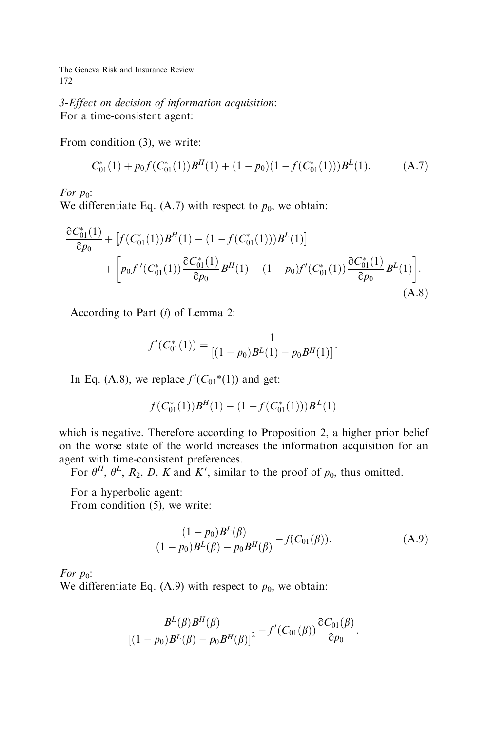*3-Effect on decision of information acquisition*:
For a time-consistent agent:

From condition (3), we write:

$$C_{01}^{*}(1) + p_0 f(C_{01}^{*}(1))B^{H}(1) + (1-p_0)(1-f(C_{01}^{*}(1)))B^{L}(1). \tag{A.7}$$

*For $p_0$*:
We differentiate Eq. (A.7) with respect to $p_0$, we obtain:

$$\frac{\partial C_{01}^{*}(1)}{\partial p_0} + \left[f(C_{01}^{*}(1))B^{H}(1) - (1-f(C_{01}^{*}(1)))B^{L}(1)\right] + \left[p_0 f'(C_{01}^{*}(1))\frac{\partial C_{01}^{*}(1)}{\partial p_0}B^{H}(1) - (1-p_0)f'(C_{01}^{*}(1))\frac{\partial C_{01}^{*}(1)}{\partial p_0}B^{L}(1)\right]. \tag{A.8}$$

According to Part (*i*) of Lemma 2:

$$f'(C_{01}^{*}(1)) = \frac{1}{[(1-p_0)B^{L}(1) - p_0 B^{H}(1)]}.$$

In Eq. (A.8), we replace $f'(C_{01}{*}(1))$ and get:

$$f(C_{01}^{*}(1))B^{H}(1) - (1-f(C_{01}^{*}(1)))B^{L}(1)$$

which is negative. Therefore according to Proposition 2, a higher prior belief on the worse state of the world increases the information acquisition for an agent with time-consistent preferences.

For $\theta^H$, $\theta^L$, $R_2$, $D$, $K$ and $K'$, similar to the proof of $p_0$, thus omitted.

For a hyperbolic agent:
From condition (5), we write:

$$\frac{(1-p_0)B^{L}(\beta)}{(1-p_0)B^{L}(\beta) - p_0 B^{H}(\beta)} - f(C_{01}(\beta)). \tag{A.9}$$

*For $p_0$*:
We differentiate Eq. (A.9) with respect to $p_0$, we obtain:

$$\frac{B^{L}(\beta)B^{H}(\beta)}{[(1-p_0)B^{L}(\beta) - p_0 B^{H}(\beta)]^2} - f'(C_{01}(\beta))\frac{\partial C_{01}(\beta)}{\partial p_0}.$$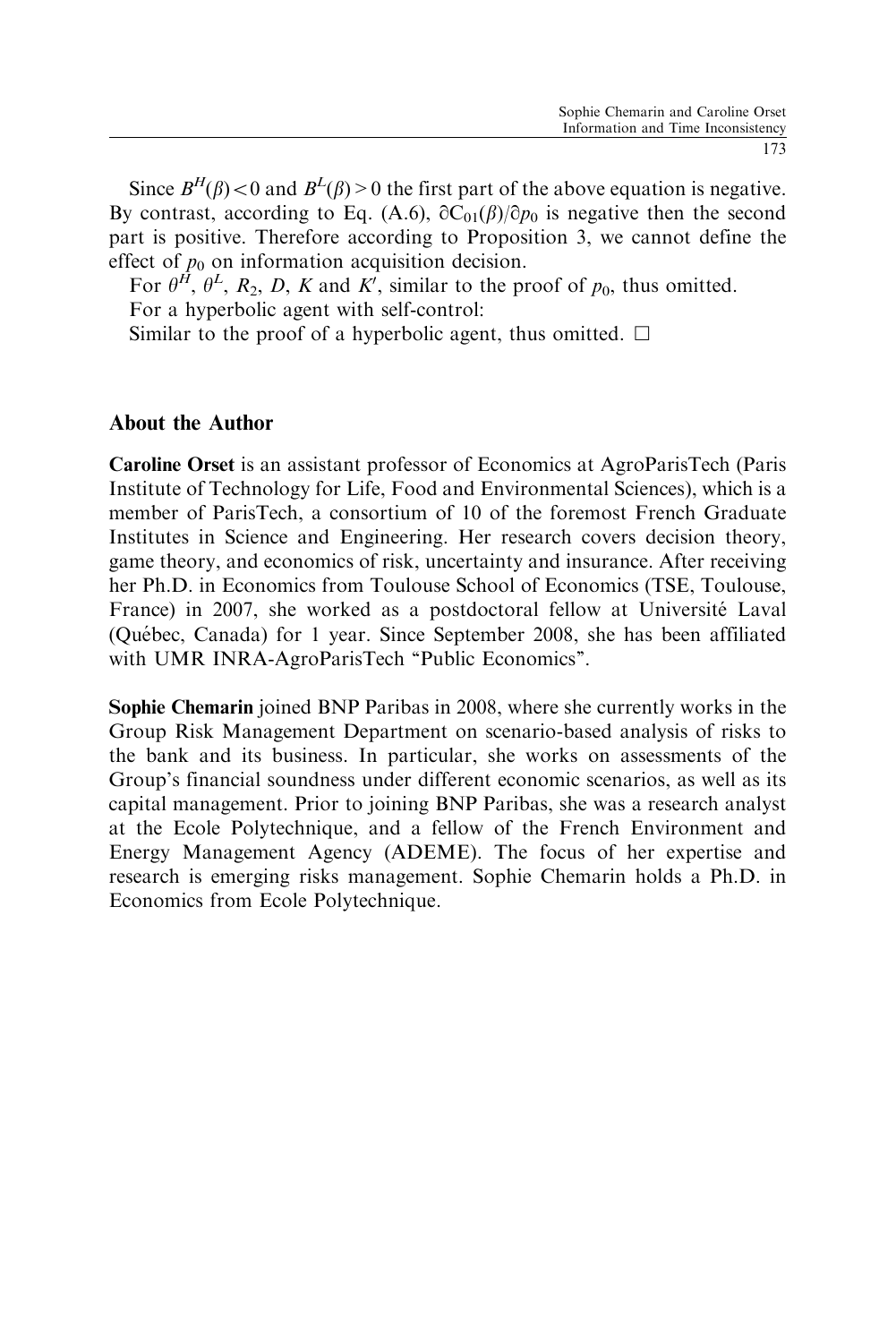Since $B^H(\beta) < 0$ and $B^L(\beta) > 0$ the first part of the above equation is negative. By contrast, according to Eq. (A.6), $\partial C_{01}(\beta)/\partial p_0$ is negative then the second part is positive. Therefore according to Proposition 3, we cannot define the effect of $p_0$ on information acquisition decision.

For $\theta^H$, $\theta^L$, $R_2$, $D$, $K$ and $K'$, similar to the proof of $p_0$, thus omitted.

For a hyperbolic agent with self-control:

Similar to the proof of a hyperbolic agent, thus omitted. □

## About the Author

**Caroline Orset** is an assistant professor of Economics at AgroParisTech (Paris Institute of Technology for Life, Food and Environmental Sciences), which is a member of ParisTech, a consortium of 10 of the foremost French Graduate Institutes in Science and Engineering. Her research covers decision theory, game theory, and economics of risk, uncertainty and insurance. After receiving her Ph.D. in Economics from Toulouse School of Economics (TSE, Toulouse, France) in 2007, she worked as a postdoctoral fellow at Université Laval (Québec, Canada) for 1 year. Since September 2008, she has been affiliated with UMR INRA-AgroParisTech "Public Economics".

**Sophie Chemarin** joined BNP Paribas in 2008, where she currently works in the Group Risk Management Department on scenario-based analysis of risks to the bank and its business. In particular, she works on assessments of the Group's financial soundness under different economic scenarios, as well as its capital management. Prior to joining BNP Paribas, she was a research analyst at the Ecole Polytechnique, and a fellow of the French Environment and Energy Management Agency (ADEME). The focus of her expertise and research is emerging risks management. Sophie Chemarin holds a Ph.D. in Economics from Ecole Polytechnique.